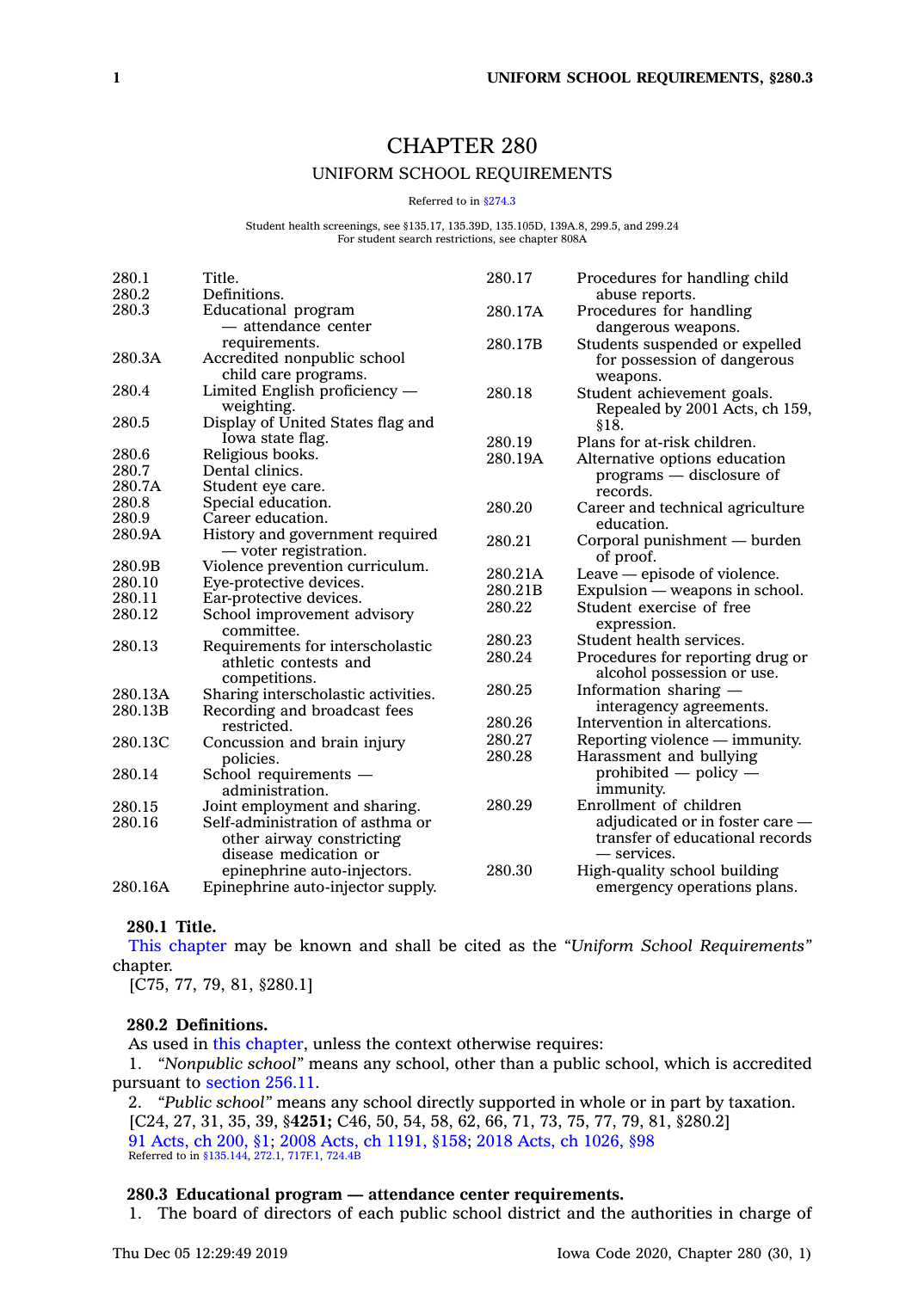# CHAPTER 280

## UNIFORM SCHOOL REQUIREMENTS

Referred to in §274.3

Student health screenings, see §135.17, 135.39D, 135.105D, 139A.8, 299.5, and 299.24
For student search restrictions, see chapter 808A

| | |
|---|---|
| 280.1 | Title. |
| 280.2 | Definitions. |
| 280.3 | Educational program — attendance center requirements. |
| 280.3A | Accredited nonpublic school child care programs. |
| 280.4 | Limited English proficiency — weighting. |
| 280.5 | Display of United States flag and Iowa state flag. |
| 280.6 | Religious books. |
| 280.7 | Dental clinics. |
| 280.7A | Student eye care. |
| 280.8 | Special education. |
| 280.9 | Career education. |
| 280.9A | History and government required — voter registration. |
| 280.9B | Violence prevention curriculum. |
| 280.10 | Eye-protective devices. |
| 280.11 | Ear-protective devices. |
| 280.12 | School improvement advisory committee. |
| 280.13 | Requirements for interscholastic athletic contests and competitions. |
| 280.13A | Sharing interscholastic activities. |
| 280.13B | Recording and broadcast fees restricted. |
| 280.13C | Concussion and brain injury policies. |
| 280.14 | School requirements — administration. |
| 280.15 | Joint employment and sharing. |
| 280.16 | Self-administration of asthma or other airway constricting disease medication or epinephrine auto-injectors. |
| 280.16A | Epinephrine auto-injector supply. |
| 280.17 | Procedures for handling child abuse reports. |
| 280.17A | Procedures for handling dangerous weapons. |
| 280.17B | Students suspended or expelled for possession of dangerous weapons. |
| 280.18 | Student achievement goals. Repealed by 2001 Acts, ch 159, §18. |
| 280.19 | Plans for at-risk children. |
| 280.19A | Alternative options education programs — disclosure of records. |
| 280.20 | Career and technical agriculture education. |
| 280.21 | Corporal punishment — burden of proof. |
| 280.21A | Leave — episode of violence. |
| 280.21B | Expulsion — weapons in school. |
| 280.22 | Student exercise of free expression. |
| 280.23 | Student health services. |
| 280.24 | Procedures for reporting drug or alcohol possession or use. |
| 280.25 | Information sharing — interagency agreements. |
| 280.26 | Intervention in altercations. |
| 280.27 | Reporting violence — immunity. |
| 280.28 | Harassment and bullying prohibited — policy — immunity. |
| 280.29 | Enrollment of children adjudicated or in foster care — transfer of educational records — services. |
| 280.30 | High-quality school building emergency operations plans. |

### 280.1 Title.

This chapter may be known and shall be cited as the *"Uniform School Requirements"* chapter.

[C75, 77, 79, 81, §280.1]

### 280.2 Definitions.

As used in this chapter, unless the context otherwise requires:

1. *"Nonpublic school"* means any school, other than a public school, which is accredited pursuant to section 256.11.
2. *"Public school"* means any school directly supported in whole or in part by taxation.

[C24, 27, 31, 35, 39, §**4251;** C46, 50, 54, 58, 62, 66, 71, 73, 75, 77, 79, 81, §280.2]

91 Acts, ch 200, §1; 2008 Acts, ch 1191, §158; 2018 Acts, ch 1026, §98

Referred to in §135.144, 272.1, 717F.1, 724.4B

### 280.3 Educational program — attendance center requirements.

1. The board of directors of each public school district and the authorities in charge of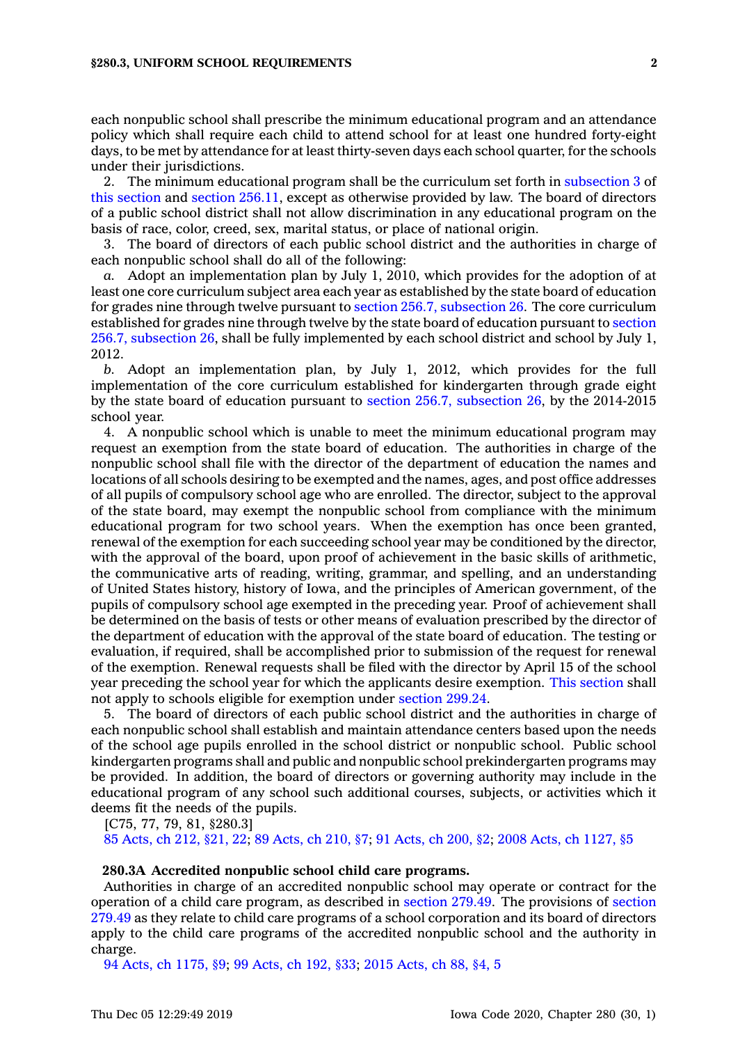each nonpublic school shall prescribe the minimum educational program and an attendance policy which shall require each child to attend school for at least one hundred forty-eight days, to be met by attendance for at least thirty-seven days each school quarter, for the schools under their jurisdictions.

2. The minimum educational program shall be the curriculum set forth in subsection 3 of this section and section 256.11, except as otherwise provided by law. The board of directors of a public school district shall not allow discrimination in any educational program on the basis of race, color, creed, sex, marital status, or place of national origin.

3. The board of directors of each public school district and the authorities in charge of each nonpublic school shall do all of the following:

*a.* Adopt an implementation plan by July 1, 2010, which provides for the adoption of at least one core curriculum subject area each year as established by the state board of education for grades nine through twelve pursuant to section 256.7, subsection 26. The core curriculum established for grades nine through twelve by the state board of education pursuant to section 256.7, subsection 26, shall be fully implemented by each school district and school by July 1, 2012.

*b.* Adopt an implementation plan, by July 1, 2012, which provides for the full implementation of the core curriculum established for kindergarten through grade eight by the state board of education pursuant to section 256.7, subsection 26, by the 2014-2015 school year.

4. A nonpublic school which is unable to meet the minimum educational program may request an exemption from the state board of education. The authorities in charge of the nonpublic school shall file with the director of the department of education the names and locations of all schools desiring to be exempted and the names, ages, and post office addresses of all pupils of compulsory school age who are enrolled. The director, subject to the approval of the state board, may exempt the nonpublic school from compliance with the minimum educational program for two school years. When the exemption has once been granted, renewal of the exemption for each succeeding school year may be conditioned by the director, with the approval of the board, upon proof of achievement in the basic skills of arithmetic, the communicative arts of reading, writing, grammar, and spelling, and an understanding of United States history, history of Iowa, and the principles of American government, of the pupils of compulsory school age exempted in the preceding year. Proof of achievement shall be determined on the basis of tests or other means of evaluation prescribed by the director of the department of education with the approval of the state board of education. The testing or evaluation, if required, shall be accomplished prior to submission of the request for renewal of the exemption. Renewal requests shall be filed with the director by April 15 of the school year preceding the school year for which the applicants desire exemption. This section shall not apply to schools eligible for exemption under section 299.24.

5. The board of directors of each public school district and the authorities in charge of each nonpublic school shall establish and maintain attendance centers based upon the needs of the school age pupils enrolled in the school district or nonpublic school. Public school kindergarten programs shall and public and nonpublic school prekindergarten programs may be provided. In addition, the board of directors or governing authority may include in the educational program of any school such additional courses, subjects, or activities which it deems fit the needs of the pupils.

[C75, 77, 79, 81, §280.3]

85 Acts, ch 212, §21, 22; 89 Acts, ch 210, §7; 91 Acts, ch 200, §2; 2008 Acts, ch 1127, §5

**280.3A Accredited nonpublic school child care programs.**

Authorities in charge of an accredited nonpublic school may operate or contract for the operation of a child care program, as described in section 279.49. The provisions of section 279.49 as they relate to child care programs of a school corporation and its board of directors apply to the child care programs of the accredited nonpublic school and the authority in charge.

94 Acts, ch 1175, §9; 99 Acts, ch 192, §33; 2015 Acts, ch 88, §4, 5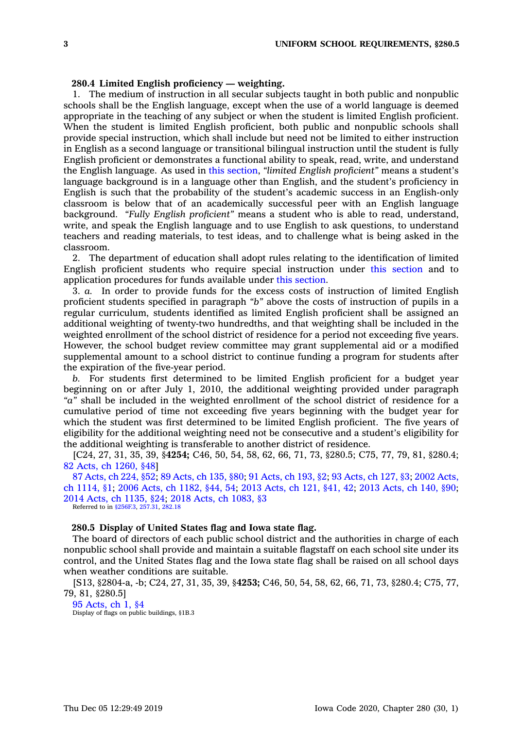**280.4 Limited English proficiency — weighting.**

1. The medium of instruction in all secular subjects taught in both public and nonpublic schools shall be the English language, except when the use of a world language is deemed appropriate in the teaching of any subject or when the student is limited English proficient. When the student is limited English proficient, both public and nonpublic schools shall provide special instruction, which shall include but need not be limited to either instruction in English as a second language or transitional bilingual instruction until the student is fully English proficient or demonstrates a functional ability to speak, read, write, and understand the English language. As used in this section, *"limited English proficient"* means a student's language background is in a language other than English, and the student's proficiency in English is such that the probability of the student's academic success in an English-only classroom is below that of an academically successful peer with an English language background. *"Fully English proficient"* means a student who is able to read, understand, write, and speak the English language and to use English to ask questions, to understand teachers and reading materials, to test ideas, and to challenge what is being asked in the classroom.

2. The department of education shall adopt rules relating to the identification of limited English proficient students who require special instruction under this section and to application procedures for funds available under this section.

3. *a.* In order to provide funds for the excess costs of instruction of limited English proficient students specified in paragraph *"b"* above the costs of instruction of pupils in a regular curriculum, students identified as limited English proficient shall be assigned an additional weighting of twenty-two hundredths, and that weighting shall be included in the weighted enrollment of the school district of residence for a period not exceeding five years. However, the school budget review committee may grant supplemental aid or a modified supplemental amount to a school district to continue funding a program for students after the expiration of the five-year period.

*b.* For students first determined to be limited English proficient for a budget year beginning on or after July 1, 2010, the additional weighting provided under paragraph *"a"* shall be included in the weighted enrollment of the school district of residence for a cumulative period of time not exceeding five years beginning with the budget year for which the student was first determined to be limited English proficient. The five years of eligibility for the additional weighting need not be consecutive and a student's eligibility for the additional weighting is transferable to another district of residence.

[C24, 27, 31, 35, 39, §**4254;** C46, 50, 54, 58, 62, 66, 71, 73, §280.5; C75, 77, 79, 81, §280.4; 82 Acts, ch 1260, §48]

87 Acts, ch 224, §52; 89 Acts, ch 135, §80; 91 Acts, ch 193, §2; 93 Acts, ch 127, §3; 2002 Acts, ch 1114, §1; 2006 Acts, ch 1182, §44, 54; 2013 Acts, ch 121, §41, 42; 2013 Acts, ch 140, §90; 2014 Acts, ch 1135, §24; 2018 Acts, ch 1083, §3

Referred to in §256F.3, 257.31, 282.18

**280.5 Display of United States flag and Iowa state flag.**

The board of directors of each public school district and the authorities in charge of each nonpublic school shall provide and maintain a suitable flagstaff on each school site under its control, and the United States flag and the Iowa state flag shall be raised on all school days when weather conditions are suitable.

[S13, §2804-a, -b; C24, 27, 31, 35, 39, §**4253;** C46, 50, 54, 58, 62, 66, 71, 73, §280.4; C75, 77, 79, 81, §280.5]

95 Acts, ch 1, §4

Display of flags on public buildings, §1B.3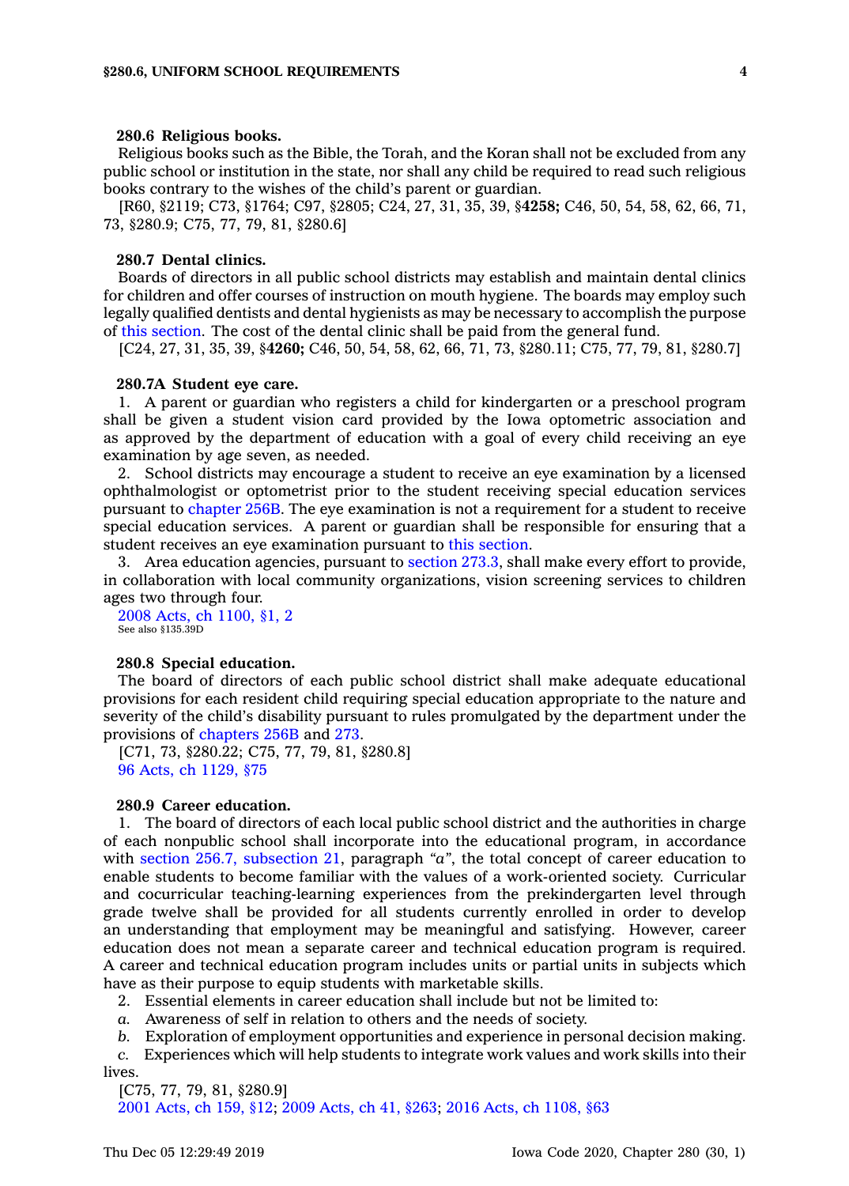### 280.6 Religious books.

Religious books such as the Bible, the Torah, and the Koran shall not be excluded from any public school or institution in the state, nor shall any child be required to read such religious books contrary to the wishes of the child's parent or guardian.

[R60, §2119; C73, §1764; C97, §2805; C24, 27, 31, 35, 39, §**4258;** C46, 50, 54, 58, 62, 66, 71, 73, §280.9; C75, 77, 79, 81, §280.6]

### 280.7 Dental clinics.

Boards of directors in all public school districts may establish and maintain dental clinics for children and offer courses of instruction on mouth hygiene. The boards may employ such legally qualified dentists and dental hygienists as may be necessary to accomplish the purpose of this section. The cost of the dental clinic shall be paid from the general fund.

[C24, 27, 31, 35, 39, §**4260;** C46, 50, 54, 58, 62, 66, 71, 73, §280.11; C75, 77, 79, 81, §280.7]

### 280.7A Student eye care.

1. A parent or guardian who registers a child for kindergarten or a preschool program shall be given a student vision card provided by the Iowa optometric association and as approved by the department of education with a goal of every child receiving an eye examination by age seven, as needed.

2. School districts may encourage a student to receive an eye examination by a licensed ophthalmologist or optometrist prior to the student receiving special education services pursuant to chapter 256B. The eye examination is not a requirement for a student to receive special education services. A parent or guardian shall be responsible for ensuring that a student receives an eye examination pursuant to this section.

3. Area education agencies, pursuant to section 273.3, shall make every effort to provide, in collaboration with local community organizations, vision screening services to children ages two through four.

2008 Acts, ch 1100, §1, 2

See also §135.39D

### 280.8 Special education.

The board of directors of each public school district shall make adequate educational provisions for each resident child requiring special education appropriate to the nature and severity of the child's disability pursuant to rules promulgated by the department under the provisions of chapters 256B and 273.

[C71, 73, §280.22; C75, 77, 79, 81, §280.8]

96 Acts, ch 1129, §75

### 280.9 Career education.

1. The board of directors of each local public school district and the authorities in charge of each nonpublic school shall incorporate into the educational program, in accordance with section 256.7, subsection 21, paragraph *"a"*, the total concept of career education to enable students to become familiar with the values of a work-oriented society. Curricular and cocurricular teaching-learning experiences from the prekindergarten level through grade twelve shall be provided for all students currently enrolled in order to develop an understanding that employment may be meaningful and satisfying. However, career education does not mean a separate career and technical education program is required. A career and technical education program includes units or partial units in subjects which have as their purpose to equip students with marketable skills.

2. Essential elements in career education shall include but not be limited to:

*a.* Awareness of self in relation to others and the needs of society.

*b.* Exploration of employment opportunities and experience in personal decision making.

*c.* Experiences which will help students to integrate work values and work skills into their lives.

[C75, 77, 79, 81, §280.9]

2001 Acts, ch 159, §12; 2009 Acts, ch 41, §263; 2016 Acts, ch 1108, §63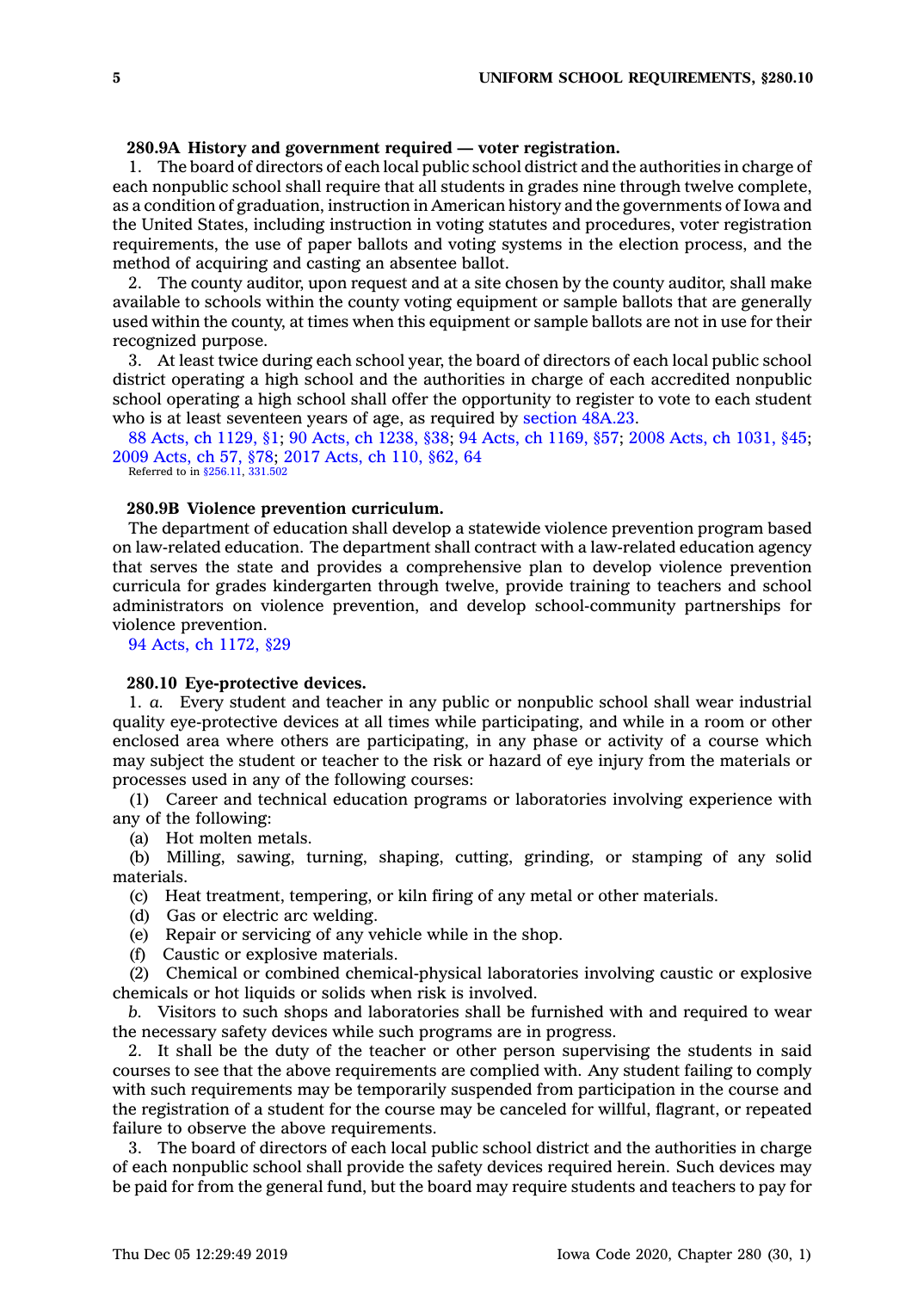**280.9A History and government required — voter registration.**

1. The board of directors of each local public school district and the authorities in charge of each nonpublic school shall require that all students in grades nine through twelve complete, as a condition of graduation, instruction in American history and the governments of Iowa and the United States, including instruction in voting statutes and procedures, voter registration requirements, the use of paper ballots and voting systems in the election process, and the method of acquiring and casting an absentee ballot.

2. The county auditor, upon request and at a site chosen by the county auditor, shall make available to schools within the county voting equipment or sample ballots that are generally used within the county, at times when this equipment or sample ballots are not in use for their recognized purpose.

3. At least twice during each school year, the board of directors of each local public school district operating a high school and the authorities in charge of each accredited nonpublic school operating a high school shall offer the opportunity to register to vote to each student who is at least seventeen years of age, as required by section 48A.23.

88 Acts, ch 1129, §1; 90 Acts, ch 1238, §38; 94 Acts, ch 1169, §57; 2008 Acts, ch 1031, §45; 2009 Acts, ch 57, §78; 2017 Acts, ch 110, §62, 64
Referred to in §256.11, 331.502

**280.9B Violence prevention curriculum.**

The department of education shall develop a statewide violence prevention program based on law-related education. The department shall contract with a law-related education agency that serves the state and provides a comprehensive plan to develop violence prevention curricula for grades kindergarten through twelve, provide training to teachers and school administrators on violence prevention, and develop school-community partnerships for violence prevention.

94 Acts, ch 1172, §29

**280.10 Eye-protective devices.**

1. *a.* Every student and teacher in any public or nonpublic school shall wear industrial quality eye-protective devices at all times while participating, and while in a room or other enclosed area where others are participating, in any phase or activity of a course which may subject the student or teacher to the risk or hazard of eye injury from the materials or processes used in any of the following courses:

(1) Career and technical education programs or laboratories involving experience with any of the following:

(a) Hot molten metals.

(b) Milling, sawing, turning, shaping, cutting, grinding, or stamping of any solid materials.

(c) Heat treatment, tempering, or kiln firing of any metal or other materials.

(d) Gas or electric arc welding.

(e) Repair or servicing of any vehicle while in the shop.

(f) Caustic or explosive materials.

(2) Chemical or combined chemical-physical laboratories involving caustic or explosive chemicals or hot liquids or solids when risk is involved.

*b.* Visitors to such shops and laboratories shall be furnished with and required to wear the necessary safety devices while such programs are in progress.

2. It shall be the duty of the teacher or other person supervising the students in said courses to see that the above requirements are complied with. Any student failing to comply with such requirements may be temporarily suspended from participation in the course and the registration of a student for the course may be canceled for willful, flagrant, or repeated failure to observe the above requirements.

3. The board of directors of each local public school district and the authorities in charge of each nonpublic school shall provide the safety devices required herein. Such devices may be paid for from the general fund, but the board may require students and teachers to pay for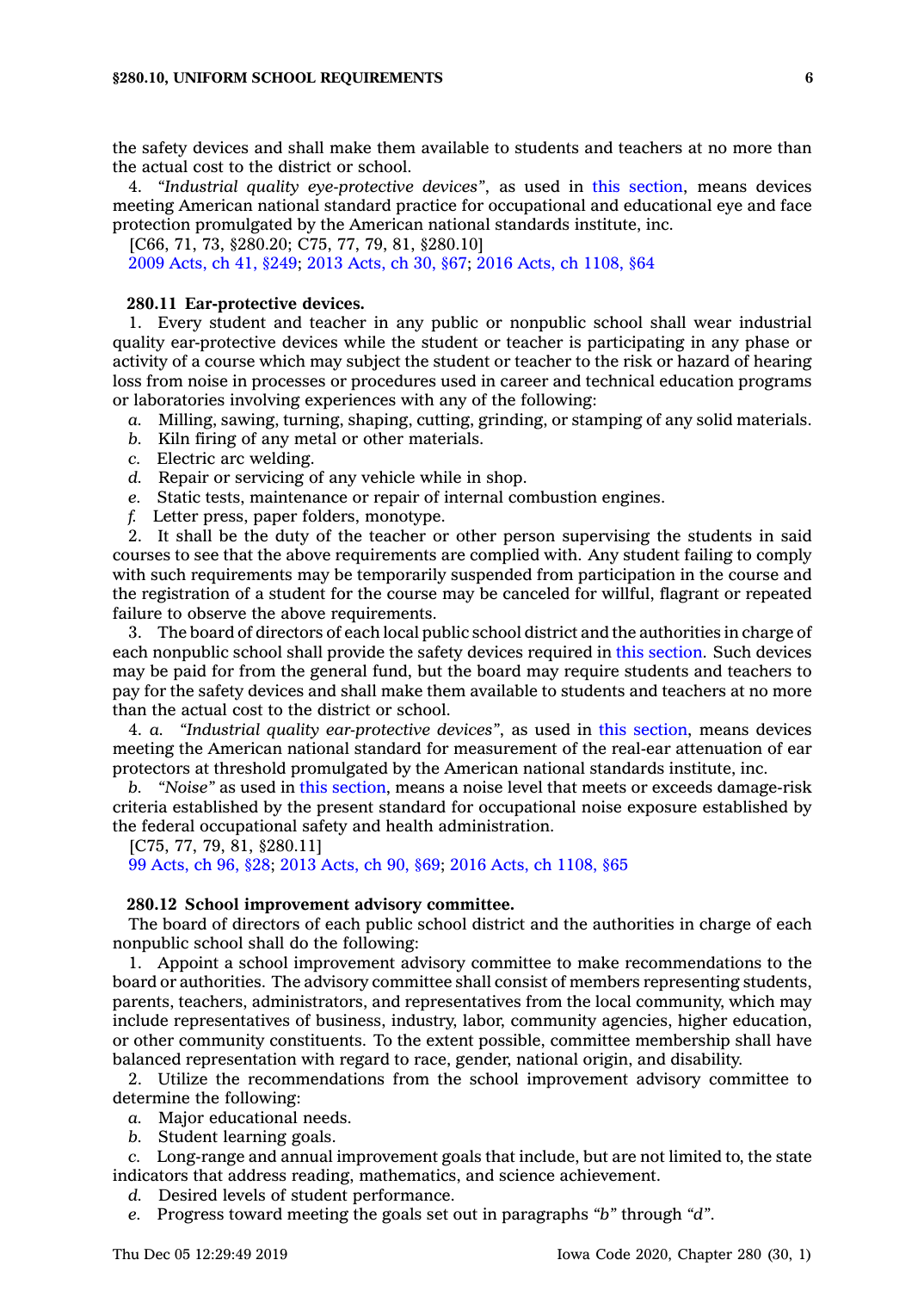the safety devices and shall make them available to students and teachers at no more than the actual cost to the district or school.

4. *"Industrial quality eye-protective devices"*, as used in this section, means devices meeting American national standard practice for occupational and educational eye and face protection promulgated by the American national standards institute, inc.

[C66, 71, 73, §280.20; C75, 77, 79, 81, §280.10]

2009 Acts, ch 41, §249; 2013 Acts, ch 30, §67; 2016 Acts, ch 1108, §64

**280.11 Ear-protective devices.**

1. Every student and teacher in any public or nonpublic school shall wear industrial quality ear-protective devices while the student or teacher is participating in any phase or activity of a course which may subject the student or teacher to the risk or hazard of hearing loss from noise in processes or procedures used in career and technical education programs or laboratories involving experiences with any of the following:

*a.* Milling, sawing, turning, shaping, cutting, grinding, or stamping of any solid materials.

*b.* Kiln firing of any metal or other materials.

*c.* Electric arc welding.

*d.* Repair or servicing of any vehicle while in shop.

*e.* Static tests, maintenance or repair of internal combustion engines.

*f.* Letter press, paper folders, monotype.

2. It shall be the duty of the teacher or other person supervising the students in said courses to see that the above requirements are complied with. Any student failing to comply with such requirements may be temporarily suspended from participation in the course and the registration of a student for the course may be canceled for willful, flagrant or repeated failure to observe the above requirements.

3. The board of directors of each local public school district and the authorities in charge of each nonpublic school shall provide the safety devices required in this section. Such devices may be paid for from the general fund, but the board may require students and teachers to pay for the safety devices and shall make them available to students and teachers at no more than the actual cost to the district or school.

4. *a.* *"Industrial quality ear-protective devices"*, as used in this section, means devices meeting the American national standard for measurement of the real-ear attenuation of ear protectors at threshold promulgated by the American national standards institute, inc.

*b.* *"Noise"* as used in this section, means a noise level that meets or exceeds damage-risk criteria established by the present standard for occupational noise exposure established by the federal occupational safety and health administration.

[C75, 77, 79, 81, §280.11]

99 Acts, ch 96, §28; 2013 Acts, ch 90, §69; 2016 Acts, ch 1108, §65

**280.12 School improvement advisory committee.**

The board of directors of each public school district and the authorities in charge of each nonpublic school shall do the following:

1. Appoint a school improvement advisory committee to make recommendations to the board or authorities. The advisory committee shall consist of members representing students, parents, teachers, administrators, and representatives from the local community, which may include representatives of business, industry, labor, community agencies, higher education, or other community constituents. To the extent possible, committee membership shall have balanced representation with regard to race, gender, national origin, and disability.

2. Utilize the recommendations from the school improvement advisory committee to determine the following:

*a.* Major educational needs.

*b.* Student learning goals.

*c.* Long-range and annual improvement goals that include, but are not limited to, the state indicators that address reading, mathematics, and science achievement.

*d.* Desired levels of student performance.

*e.* Progress toward meeting the goals set out in paragraphs *"b"* through *"d"*.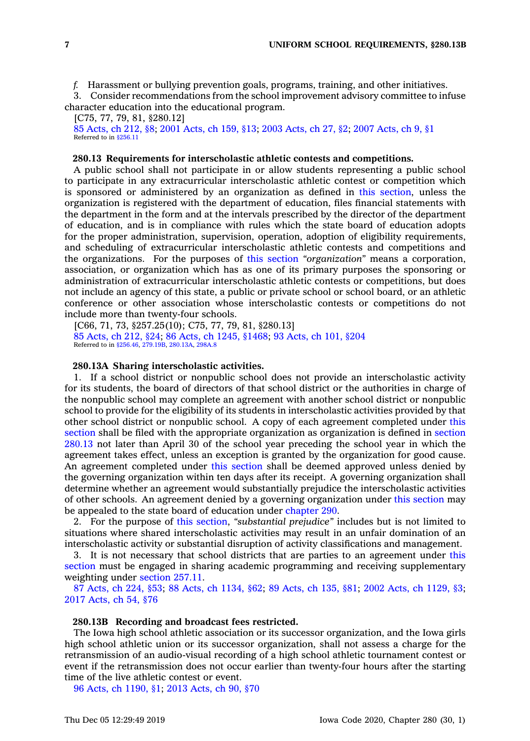*f.* Harassment or bullying prevention goals, programs, training, and other initiatives.

3. Consider recommendations from the school improvement advisory committee to infuse character education into the educational program.

[C75, 77, 79, 81, §280.12]

85 Acts, ch 212, §8; 2001 Acts, ch 159, §13; 2003 Acts, ch 27, §2; 2007 Acts, ch 9, §1

Referred to in §256.11

**280.13 Requirements for interscholastic athletic contests and competitions.**

A public school shall not participate in or allow students representing a public school to participate in any extracurricular interscholastic athletic contest or competition which is sponsored or administered by an organization as defined in this section, unless the organization is registered with the department of education, files financial statements with the department in the form and at the intervals prescribed by the director of the department of education, and is in compliance with rules which the state board of education adopts for the proper administration, supervision, operation, adoption of eligibility requirements, and scheduling of extracurricular interscholastic athletic contests and competitions and the organizations. For the purposes of this section *"organization"* means a corporation, association, or organization which has as one of its primary purposes the sponsoring or administration of extracurricular interscholastic contests or competitions, but does not include an agency of this state, a public or private school or school board, or an athletic conference or other association whose interscholastic contests or competitions do not include more than twenty-four schools.

[C66, 71, 73, §257.25(10); C75, 77, 79, 81, §280.13]

85 Acts, ch 212, §24; 86 Acts, ch 1245, §1468; 93 Acts, ch 101, §204

Referred to in §256.46, 279.19B, 280.13A, 298A.8

**280.13A Sharing interscholastic activities.**

1. If a school district or nonpublic school does not provide an interscholastic activity for its students, the board of directors of that school district or the authorities in charge of the nonpublic school may complete an agreement with another school district or nonpublic school to provide for the eligibility of its students in interscholastic activities provided by that other school district or nonpublic school. A copy of each agreement completed under this section shall be filed with the appropriate organization as organization is defined in section 280.13 not later than April 30 of the school year preceding the school year in which the agreement takes effect, unless an exception is granted by the organization for good cause. An agreement completed under this section shall be deemed approved unless denied by the governing organization within ten days after its receipt. A governing organization shall determine whether an agreement would substantially prejudice the interscholastic activities of other schools. An agreement denied by a governing organization under this section may be appealed to the state board of education under chapter 290.

2. For the purpose of this section, *"substantial prejudice"* includes but is not limited to situations where shared interscholastic activities may result in an unfair domination of an interscholastic activity or substantial disruption of activity classifications and management.

3. It is not necessary that school districts that are parties to an agreement under this section must be engaged in sharing academic programming and receiving supplementary weighting under section 257.11.

87 Acts, ch 224, §53; 88 Acts, ch 1134, §62; 89 Acts, ch 135, §81; 2002 Acts, ch 1129, §3; 2017 Acts, ch 54, §76

**280.13B Recording and broadcast fees restricted.**

The Iowa high school athletic association or its successor organization, and the Iowa girls high school athletic union or its successor organization, shall not assess a charge for the retransmission of an audio-visual recording of a high school athletic tournament contest or event if the retransmission does not occur earlier than twenty-four hours after the starting time of the live athletic contest or event.

96 Acts, ch 1190, §1; 2013 Acts, ch 90, §70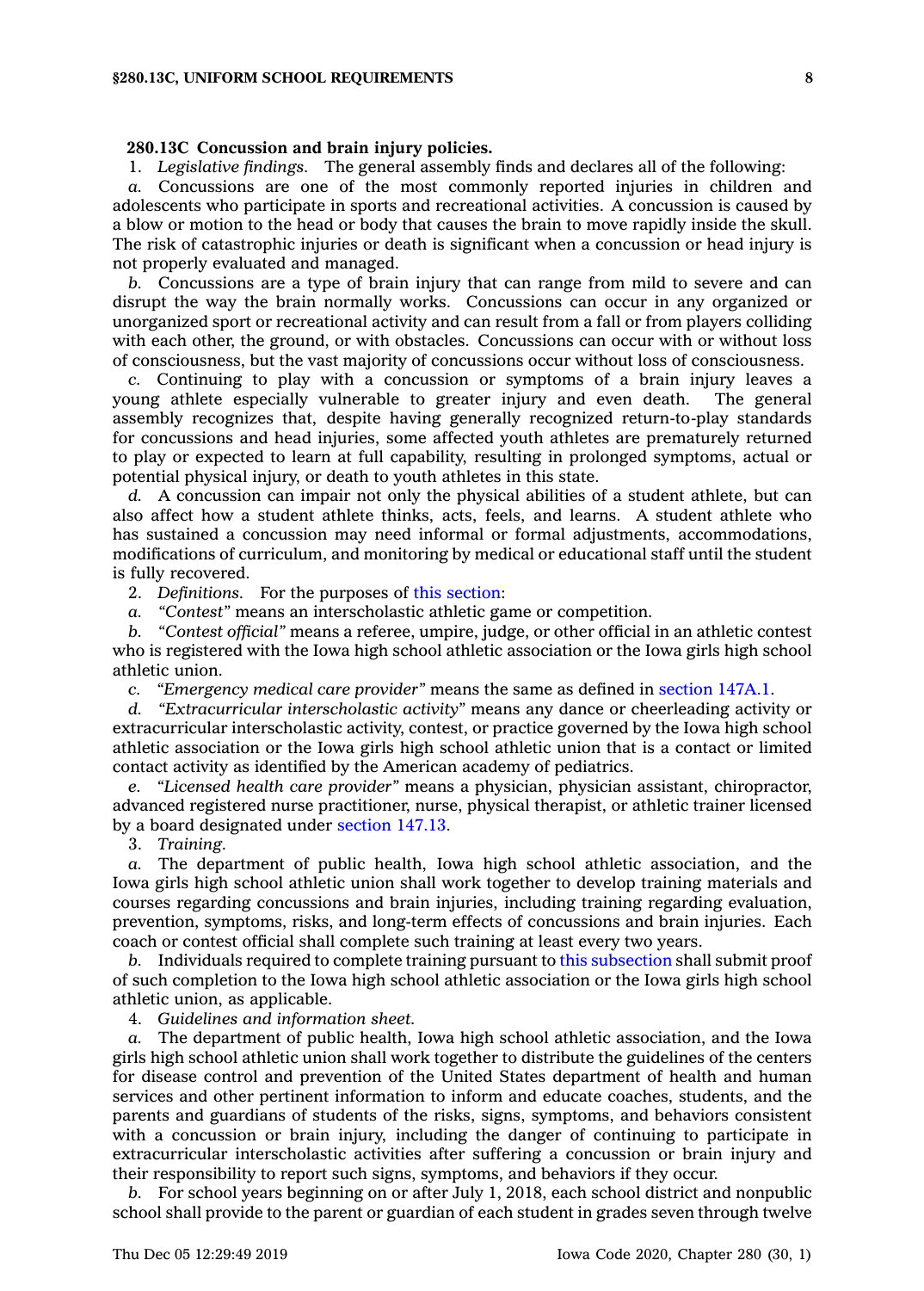**280.13C Concussion and brain injury policies.**

1. *Legislative findings.* The general assembly finds and declares all of the following:

*a.* Concussions are one of the most commonly reported injuries in children and adolescents who participate in sports and recreational activities. A concussion is caused by a blow or motion to the head or body that causes the brain to move rapidly inside the skull. The risk of catastrophic injuries or death is significant when a concussion or head injury is not properly evaluated and managed.

*b.* Concussions are a type of brain injury that can range from mild to severe and can disrupt the way the brain normally works. Concussions can occur in any organized or unorganized sport or recreational activity and can result from a fall or from players colliding with each other, the ground, or with obstacles. Concussions can occur with or without loss of consciousness, but the vast majority of concussions occur without loss of consciousness.

*c.* Continuing to play with a concussion or symptoms of a brain injury leaves a young athlete especially vulnerable to greater injury and even death. The general assembly recognizes that, despite having generally recognized return-to-play standards for concussions and head injuries, some affected youth athletes are prematurely returned to play or expected to learn at full capability, resulting in prolonged symptoms, actual or potential physical injury, or death to youth athletes in this state.

*d.* A concussion can impair not only the physical abilities of a student athlete, but can also affect how a student athlete thinks, acts, feels, and learns. A student athlete who has sustained a concussion may need informal or formal adjustments, accommodations, modifications of curriculum, and monitoring by medical or educational staff until the student is fully recovered.

2. *Definitions.* For the purposes of this section:

*a.* *"Contest"* means an interscholastic athletic game or competition.

*b.* *"Contest official"* means a referee, umpire, judge, or other official in an athletic contest who is registered with the Iowa high school athletic association or the Iowa girls high school athletic union.

*c.* *"Emergency medical care provider"* means the same as defined in section 147A.1.

*d.* *"Extracurricular interscholastic activity"* means any dance or cheerleading activity or extracurricular interscholastic activity, contest, or practice governed by the Iowa high school athletic association or the Iowa girls high school athletic union that is a contact or limited contact activity as identified by the American academy of pediatrics.

*e.* *"Licensed health care provider"* means a physician, physician assistant, chiropractor, advanced registered nurse practitioner, nurse, physical therapist, or athletic trainer licensed by a board designated under section 147.13.

3. *Training.*

*a.* The department of public health, Iowa high school athletic association, and the Iowa girls high school athletic union shall work together to develop training materials and courses regarding concussions and brain injuries, including training regarding evaluation, prevention, symptoms, risks, and long-term effects of concussions and brain injuries. Each coach or contest official shall complete such training at least every two years.

*b.* Individuals required to complete training pursuant to this subsection shall submit proof of such completion to the Iowa high school athletic association or the Iowa girls high school athletic union, as applicable.

4. *Guidelines and information sheet.*

*a.* The department of public health, Iowa high school athletic association, and the Iowa girls high school athletic union shall work together to distribute the guidelines of the centers for disease control and prevention of the United States department of health and human services and other pertinent information to inform and educate coaches, students, and the parents and guardians of students of the risks, signs, symptoms, and behaviors consistent with a concussion or brain injury, including the danger of continuing to participate in extracurricular interscholastic activities after suffering a concussion or brain injury and their responsibility to report such signs, symptoms, and behaviors if they occur.

*b.* For school years beginning on or after July 1, 2018, each school district and nonpublic school shall provide to the parent or guardian of each student in grades seven through twelve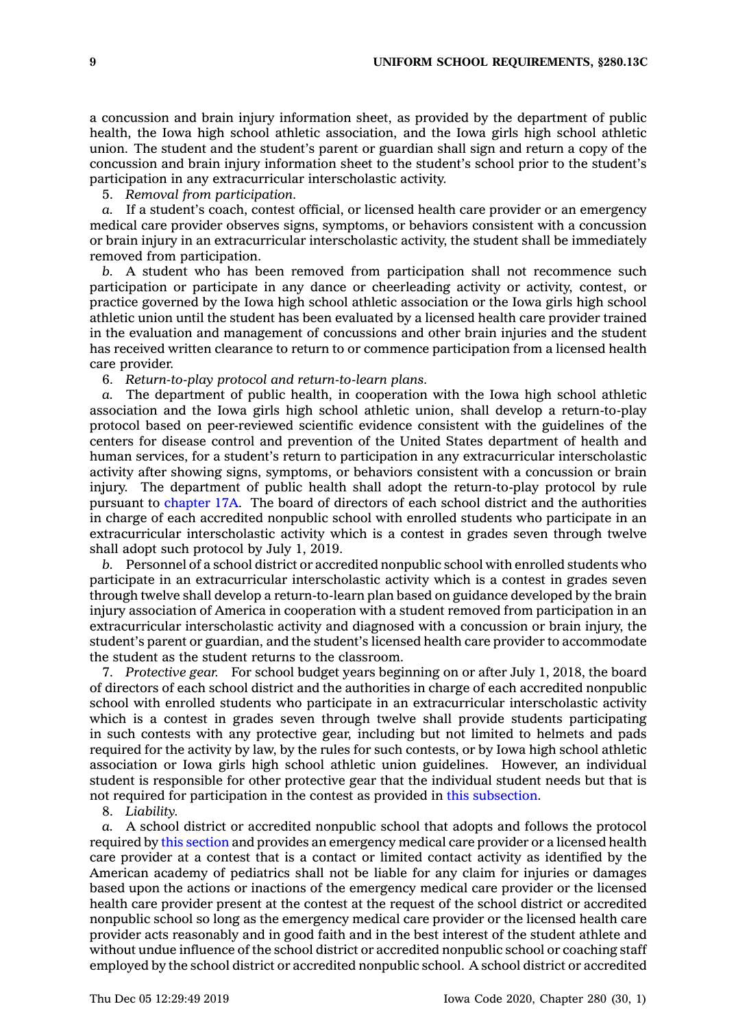a concussion and brain injury information sheet, as provided by the department of public health, the Iowa high school athletic association, and the Iowa girls high school athletic union. The student and the student's parent or guardian shall sign and return a copy of the concussion and brain injury information sheet to the student's school prior to the student's participation in any extracurricular interscholastic activity.

5. *Removal from participation.*

*a.* If a student's coach, contest official, or licensed health care provider or an emergency medical care provider observes signs, symptoms, or behaviors consistent with a concussion or brain injury in an extracurricular interscholastic activity, the student shall be immediately removed from participation.

*b.* A student who has been removed from participation shall not recommence such participation or participate in any dance or cheerleading activity or activity, contest, or practice governed by the Iowa high school athletic association or the Iowa girls high school athletic union until the student has been evaluated by a licensed health care provider trained in the evaluation and management of concussions and other brain injuries and the student has received written clearance to return to or commence participation from a licensed health care provider.

6. *Return-to-play protocol and return-to-learn plans.*

*a.* The department of public health, in cooperation with the Iowa high school athletic association and the Iowa girls high school athletic union, shall develop a return-to-play protocol based on peer-reviewed scientific evidence consistent with the guidelines of the centers for disease control and prevention of the United States department of health and human services, for a student's return to participation in any extracurricular interscholastic activity after showing signs, symptoms, or behaviors consistent with a concussion or brain injury. The department of public health shall adopt the return-to-play protocol by rule pursuant to chapter 17A. The board of directors of each school district and the authorities in charge of each accredited nonpublic school with enrolled students who participate in an extracurricular interscholastic activity which is a contest in grades seven through twelve shall adopt such protocol by July 1, 2019.

*b.* Personnel of a school district or accredited nonpublic school with enrolled students who participate in an extracurricular interscholastic activity which is a contest in grades seven through twelve shall develop a return-to-learn plan based on guidance developed by the brain injury association of America in cooperation with a student removed from participation in an extracurricular interscholastic activity and diagnosed with a concussion or brain injury, the student's parent or guardian, and the student's licensed health care provider to accommodate the student as the student returns to the classroom.

7. *Protective gear.* For school budget years beginning on or after July 1, 2018, the board of directors of each school district and the authorities in charge of each accredited nonpublic school with enrolled students who participate in an extracurricular interscholastic activity which is a contest in grades seven through twelve shall provide students participating in such contests with any protective gear, including but not limited to helmets and pads required for the activity by law, by the rules for such contests, or by Iowa high school athletic association or Iowa girls high school athletic union guidelines. However, an individual student is responsible for other protective gear that the individual student needs but that is not required for participation in the contest as provided in this subsection.

8. *Liability.*

*a.* A school district or accredited nonpublic school that adopts and follows the protocol required by this section and provides an emergency medical care provider or a licensed health care provider at a contest that is a contact or limited contact activity as identified by the American academy of pediatrics shall not be liable for any claim for injuries or damages based upon the actions or inactions of the emergency medical care provider or the licensed health care provider present at the contest at the request of the school district or accredited nonpublic school so long as the emergency medical care provider or the licensed health care provider acts reasonably and in good faith and in the best interest of the student athlete and without undue influence of the school district or accredited nonpublic school or coaching staff employed by the school district or accredited nonpublic school. A school district or accredited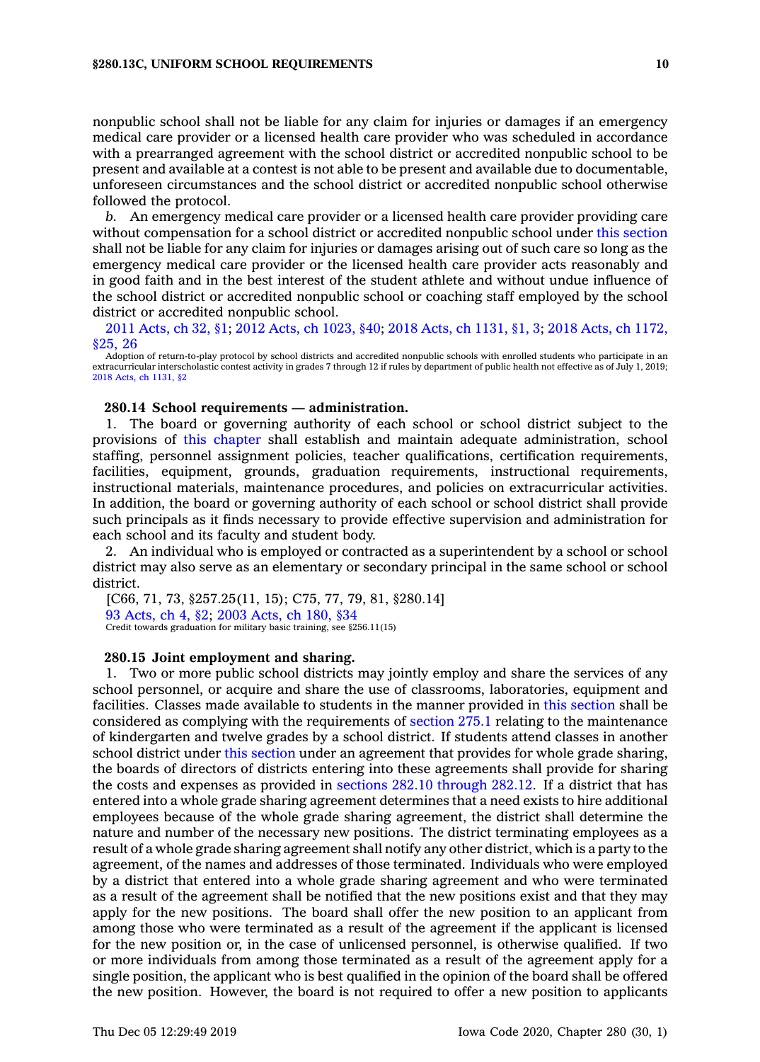nonpublic school shall not be liable for any claim for injuries or damages if an emergency medical care provider or a licensed health care provider who was scheduled in accordance with a prearranged agreement with the school district or accredited nonpublic school to be present and available at a contest is not able to be present and available due to documentable, unforeseen circumstances and the school district or accredited nonpublic school otherwise followed the protocol.

*b.* An emergency medical care provider or a licensed health care provider providing care without compensation for a school district or accredited nonpublic school under this section shall not be liable for any claim for injuries or damages arising out of such care so long as the emergency medical care provider or the licensed health care provider acts reasonably and in good faith and in the best interest of the student athlete and without undue influence of the school district or accredited nonpublic school or coaching staff employed by the school district or accredited nonpublic school.

2011 Acts, ch 32, §1; 2012 Acts, ch 1023, §40; 2018 Acts, ch 1131, §1, 3; 2018 Acts, ch 1172, §25, 26

Adoption of return-to-play protocol by school districts and accredited nonpublic schools with enrolled students who participate in an extracurricular interscholastic contest activity in grades 7 through 12 if rules by department of public health not effective as of July 1, 2019; 2018 Acts, ch 1131, §2

### 280.14 School requirements — administration.

1. The board or governing authority of each school or school district subject to the provisions of this chapter shall establish and maintain adequate administration, school staffing, personnel assignment policies, teacher qualifications, certification requirements, facilities, equipment, grounds, graduation requirements, instructional requirements, instructional materials, maintenance procedures, and policies on extracurricular activities. In addition, the board or governing authority of each school or school district shall provide such principals as it finds necessary to provide effective supervision and administration for each school and its faculty and student body.

2. An individual who is employed or contracted as a superintendent by a school or school district may also serve as an elementary or secondary principal in the same school or school district.

[C66, 71, 73, §257.25(11, 15); C75, 77, 79, 81, §280.14]

93 Acts, ch 4, §2; 2003 Acts, ch 180, §34

Credit towards graduation for military basic training, see §256.11(15)

### 280.15 Joint employment and sharing.

1. Two or more public school districts may jointly employ and share the services of any school personnel, or acquire and share the use of classrooms, laboratories, equipment and facilities. Classes made available to students in the manner provided in this section shall be considered as complying with the requirements of section 275.1 relating to the maintenance of kindergarten and twelve grades by a school district. If students attend classes in another school district under this section under an agreement that provides for whole grade sharing, the boards of directors of districts entering into these agreements shall provide for sharing the costs and expenses as provided in sections 282.10 through 282.12. If a district that has entered into a whole grade sharing agreement determines that a need exists to hire additional employees because of the whole grade sharing agreement, the district shall determine the nature and number of the necessary new positions. The district terminating employees as a result of a whole grade sharing agreement shall notify any other district, which is a party to the agreement, of the names and addresses of those terminated. Individuals who were employed by a district that entered into a whole grade sharing agreement and who were terminated as a result of the agreement shall be notified that the new positions exist and that they may apply for the new positions. The board shall offer the new position to an applicant from among those who were terminated as a result of the agreement if the applicant is licensed for the new position or, in the case of unlicensed personnel, is otherwise qualified. If two or more individuals from among those terminated as a result of the agreement apply for a single position, the applicant who is best qualified in the opinion of the board shall be offered the new position. However, the board is not required to offer a new position to applicants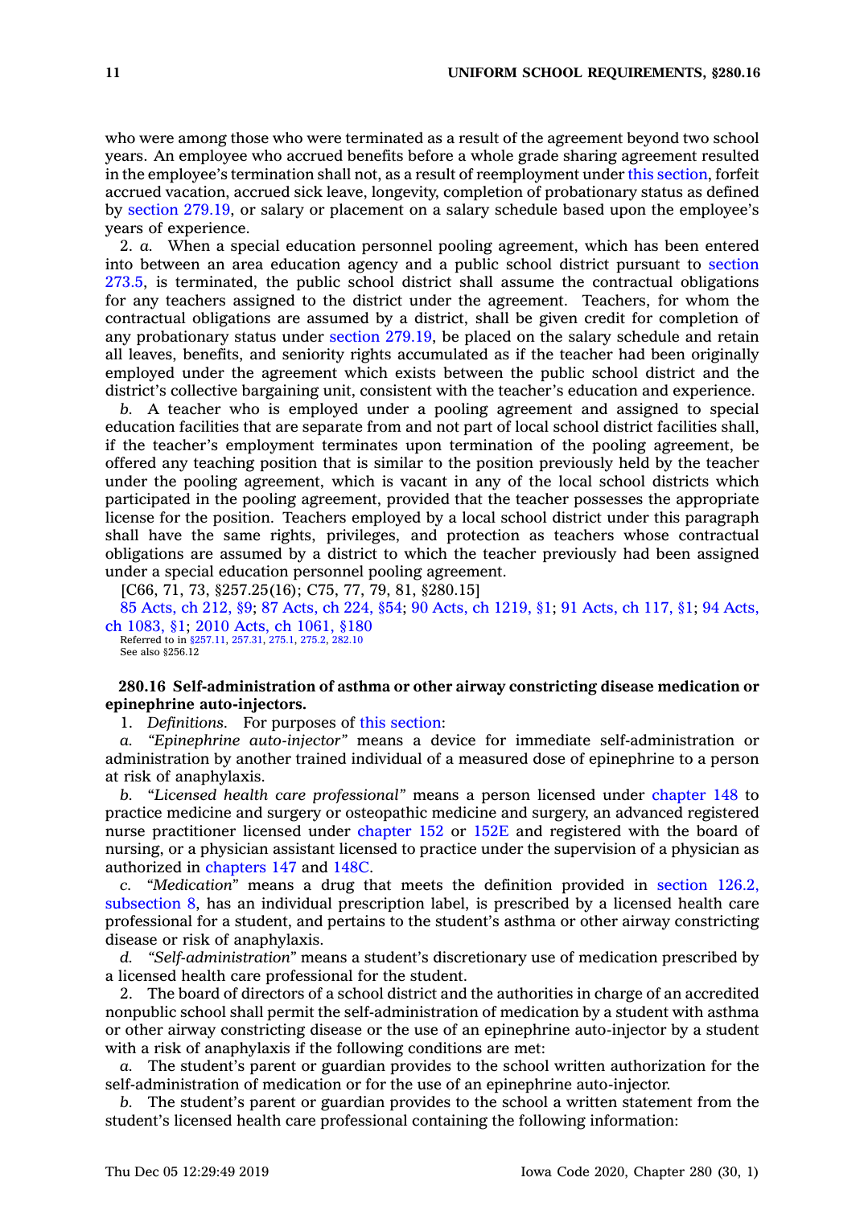who were among those who were terminated as a result of the agreement beyond two school years. An employee who accrued benefits before a whole grade sharing agreement resulted in the employee's termination shall not, as a result of reemployment under this section, forfeit accrued vacation, accrued sick leave, longevity, completion of probationary status as defined by section 279.19, or salary or placement on a salary schedule based upon the employee's years of experience.

2. *a.* When a special education personnel pooling agreement, which has been entered into between an area education agency and a public school district pursuant to section 273.5, is terminated, the public school district shall assume the contractual obligations for any teachers assigned to the district under the agreement. Teachers, for whom the contractual obligations are assumed by a district, shall be given credit for completion of any probationary status under section 279.19, be placed on the salary schedule and retain all leaves, benefits, and seniority rights accumulated as if the teacher had been originally employed under the agreement which exists between the public school district and the district's collective bargaining unit, consistent with the teacher's education and experience.

*b.* A teacher who is employed under a pooling agreement and assigned to special education facilities that are separate from and not part of local school district facilities shall, if the teacher's employment terminates upon termination of the pooling agreement, be offered any teaching position that is similar to the position previously held by the teacher under the pooling agreement, which is vacant in any of the local school districts which participated in the pooling agreement, provided that the teacher possesses the appropriate license for the position. Teachers employed by a local school district under this paragraph shall have the same rights, privileges, and protection as teachers whose contractual obligations are assumed by a district to which the teacher previously had been assigned under a special education personnel pooling agreement.

[C66, 71, 73, §257.25(16); C75, 77, 79, 81, §280.15]

85 Acts, ch 212, §9; 87 Acts, ch 224, §54; 90 Acts, ch 1219, §1; 91 Acts, ch 117, §1; 94 Acts, ch 1083, §1; 2010 Acts, ch 1061, §180

Referred to in §257.11, 257.31, 275.1, 275.2, 282.10
See also §256.12

**280.16 Self-administration of asthma or other airway constricting disease medication or epinephrine auto-injectors.**

1. *Definitions.* For purposes of this section:

*a. "Epinephrine auto-injector"* means a device for immediate self-administration or administration by another trained individual of a measured dose of epinephrine to a person at risk of anaphylaxis.

*b. "Licensed health care professional"* means a person licensed under chapter 148 to practice medicine and surgery or osteopathic medicine and surgery, an advanced registered nurse practitioner licensed under chapter 152 or 152E and registered with the board of nursing, or a physician assistant licensed to practice under the supervision of a physician as authorized in chapters 147 and 148C.

*c. "Medication"* means a drug that meets the definition provided in section 126.2, subsection 8, has an individual prescription label, is prescribed by a licensed health care professional for a student, and pertains to the student's asthma or other airway constricting disease or risk of anaphylaxis.

*d. "Self-administration"* means a student's discretionary use of medication prescribed by a licensed health care professional for the student.

2. The board of directors of a school district and the authorities in charge of an accredited nonpublic school shall permit the self-administration of medication by a student with asthma or other airway constricting disease or the use of an epinephrine auto-injector by a student with a risk of anaphylaxis if the following conditions are met:

*a.* The student's parent or guardian provides to the school written authorization for the self-administration of medication or for the use of an epinephrine auto-injector.

*b.* The student's parent or guardian provides to the school a written statement from the student's licensed health care professional containing the following information: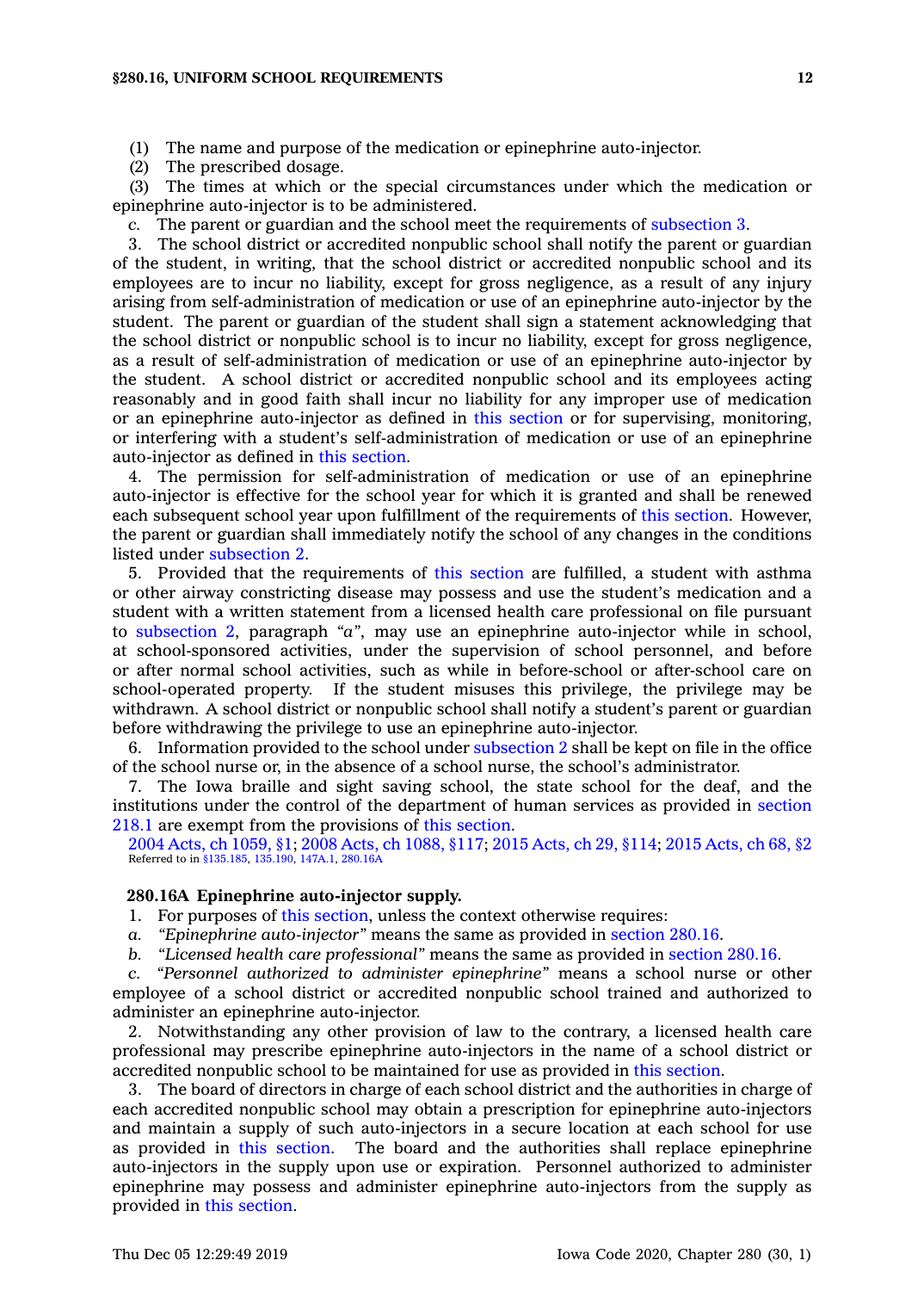(1) The name and purpose of the medication or epinephrine auto-injector.

(2) The prescribed dosage.

(3) The times at which or the special circumstances under which the medication or epinephrine auto-injector is to be administered.

*c.* The parent or guardian and the school meet the requirements of subsection 3.

3. The school district or accredited nonpublic school shall notify the parent or guardian of the student, in writing, that the school district or accredited nonpublic school and its employees are to incur no liability, except for gross negligence, as a result of any injury arising from self-administration of medication or use of an epinephrine auto-injector by the student. The parent or guardian of the student shall sign a statement acknowledging that the school district or nonpublic school is to incur no liability, except for gross negligence, as a result of self-administration of medication or use of an epinephrine auto-injector by the student. A school district or accredited nonpublic school and its employees acting reasonably and in good faith shall incur no liability for any improper use of medication or an epinephrine auto-injector as defined in this section or for supervising, monitoring, or interfering with a student's self-administration of medication or use of an epinephrine auto-injector as defined in this section.

4. The permission for self-administration of medication or use of an epinephrine auto-injector is effective for the school year for which it is granted and shall be renewed each subsequent school year upon fulfillment of the requirements of this section. However, the parent or guardian shall immediately notify the school of any changes in the conditions listed under subsection 2.

5. Provided that the requirements of this section are fulfilled, a student with asthma or other airway constricting disease may possess and use the student's medication and a student with a written statement from a licensed health care professional on file pursuant to subsection 2, paragraph *"a"*, may use an epinephrine auto-injector while in school, at school-sponsored activities, under the supervision of school personnel, and before or after normal school activities, such as while in before-school or after-school care on school-operated property. If the student misuses this privilege, the privilege may be withdrawn. A school district or nonpublic school shall notify a student's parent or guardian before withdrawing the privilege to use an epinephrine auto-injector.

6. Information provided to the school under subsection 2 shall be kept on file in the office of the school nurse or, in the absence of a school nurse, the school's administrator.

7. The Iowa braille and sight saving school, the state school for the deaf, and the institutions under the control of the department of human services as provided in section 218.1 are exempt from the provisions of this section.

2004 Acts, ch 1059, §1; 2008 Acts, ch 1088, §117; 2015 Acts, ch 29, §114; 2015 Acts, ch 68, §2
Referred to in §135.185, 135.190, 147A.1, 280.16A

**280.16A Epinephrine auto-injector supply.**

1. For purposes of this section, unless the context otherwise requires:

*a. "Epinephrine auto-injector"* means the same as provided in section 280.16.

*b. "Licensed health care professional"* means the same as provided in section 280.16.

*c. "Personnel authorized to administer epinephrine"* means a school nurse or other employee of a school district or accredited nonpublic school trained and authorized to administer an epinephrine auto-injector.

2. Notwithstanding any other provision of law to the contrary, a licensed health care professional may prescribe epinephrine auto-injectors in the name of a school district or accredited nonpublic school to be maintained for use as provided in this section.

3. The board of directors in charge of each school district and the authorities in charge of each accredited nonpublic school may obtain a prescription for epinephrine auto-injectors and maintain a supply of such auto-injectors in a secure location at each school for use as provided in this section. The board and the authorities shall replace epinephrine auto-injectors in the supply upon use or expiration. Personnel authorized to administer epinephrine may possess and administer epinephrine auto-injectors from the supply as provided in this section.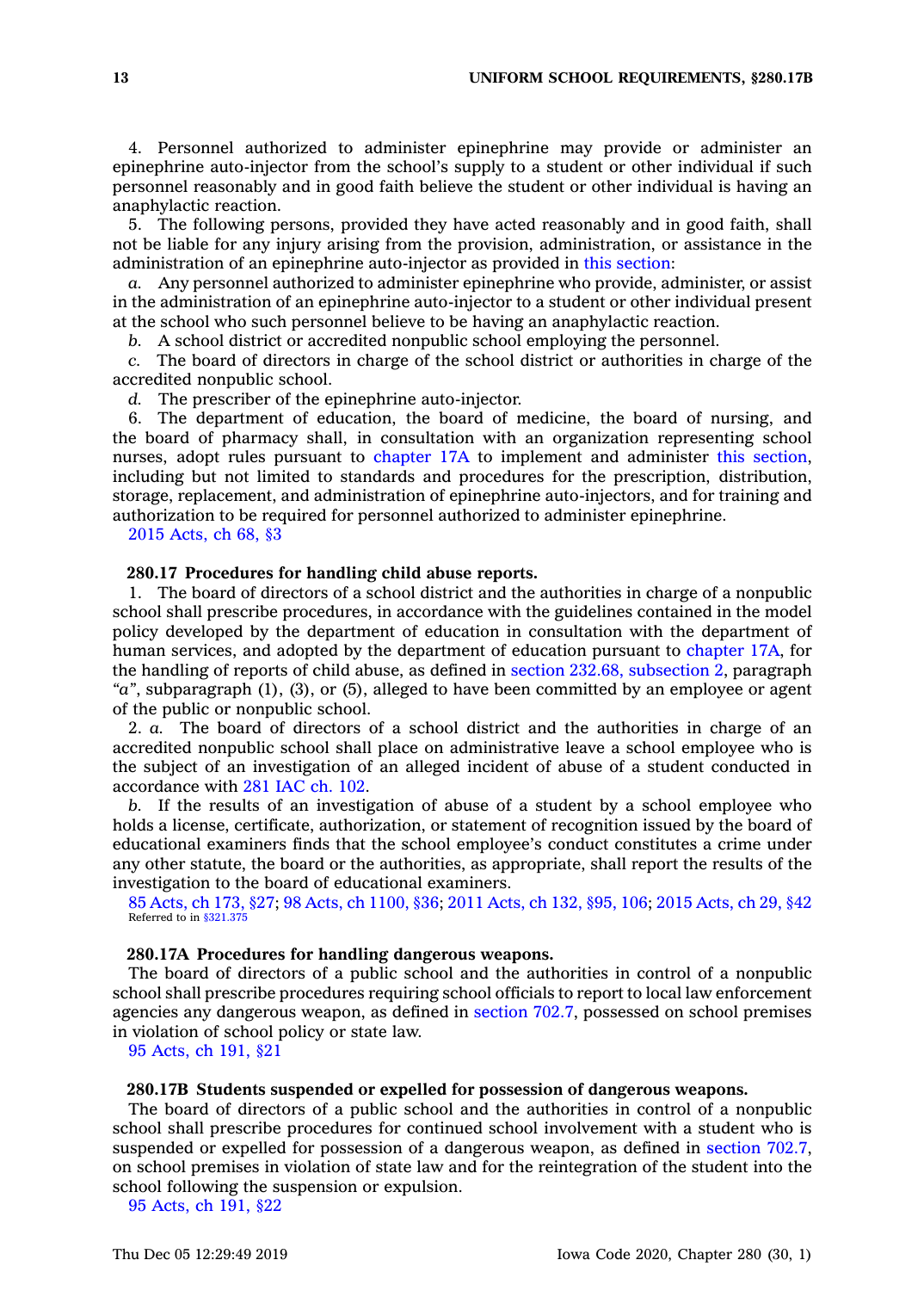4. Personnel authorized to administer epinephrine may provide or administer an epinephrine auto-injector from the school's supply to a student or other individual if such personnel reasonably and in good faith believe the student or other individual is having an anaphylactic reaction.

5. The following persons, provided they have acted reasonably and in good faith, shall not be liable for any injury arising from the provision, administration, or assistance in the administration of an epinephrine auto-injector as provided in this section:

*a.* Any personnel authorized to administer epinephrine who provide, administer, or assist in the administration of an epinephrine auto-injector to a student or other individual present at the school who such personnel believe to be having an anaphylactic reaction.

*b.* A school district or accredited nonpublic school employing the personnel.

*c.* The board of directors in charge of the school district or authorities in charge of the accredited nonpublic school.

*d.* The prescriber of the epinephrine auto-injector.

6. The department of education, the board of medicine, the board of nursing, and the board of pharmacy shall, in consultation with an organization representing school nurses, adopt rules pursuant to chapter 17A to implement and administer this section, including but not limited to standards and procedures for the prescription, distribution, storage, replacement, and administration of epinephrine auto-injectors, and for training and authorization to be required for personnel authorized to administer epinephrine.

2015 Acts, ch 68, §3

**280.17 Procedures for handling child abuse reports.**

1. The board of directors of a school district and the authorities in charge of a nonpublic school shall prescribe procedures, in accordance with the guidelines contained in the model policy developed by the department of education in consultation with the department of human services, and adopted by the department of education pursuant to chapter 17A, for the handling of reports of child abuse, as defined in section 232.68, subsection 2, paragraph "*a*", subparagraph (1), (3), or (5), alleged to have been committed by an employee or agent of the public or nonpublic school.

2. *a.* The board of directors of a school district and the authorities in charge of an accredited nonpublic school shall place on administrative leave a school employee who is the subject of an investigation of an alleged incident of abuse of a student conducted in accordance with 281 IAC ch. 102.

*b.* If the results of an investigation of abuse of a student by a school employee who holds a license, certificate, authorization, or statement of recognition issued by the board of educational examiners finds that the school employee's conduct constitutes a crime under any other statute, the board or the authorities, as appropriate, shall report the results of the investigation to the board of educational examiners.

85 Acts, ch 173, §27; 98 Acts, ch 1100, §36; 2011 Acts, ch 132, §95, 106; 2015 Acts, ch 29, §42
Referred to in §321.375

**280.17A Procedures for handling dangerous weapons.**

The board of directors of a public school and the authorities in control of a nonpublic school shall prescribe procedures requiring school officials to report to local law enforcement agencies any dangerous weapon, as defined in section 702.7, possessed on school premises in violation of school policy or state law.

95 Acts, ch 191, §21

**280.17B Students suspended or expelled for possession of dangerous weapons.**

The board of directors of a public school and the authorities in control of a nonpublic school shall prescribe procedures for continued school involvement with a student who is suspended or expelled for possession of a dangerous weapon, as defined in section 702.7, on school premises in violation of state law and for the reintegration of the student into the school following the suspension or expulsion.

95 Acts, ch 191, §22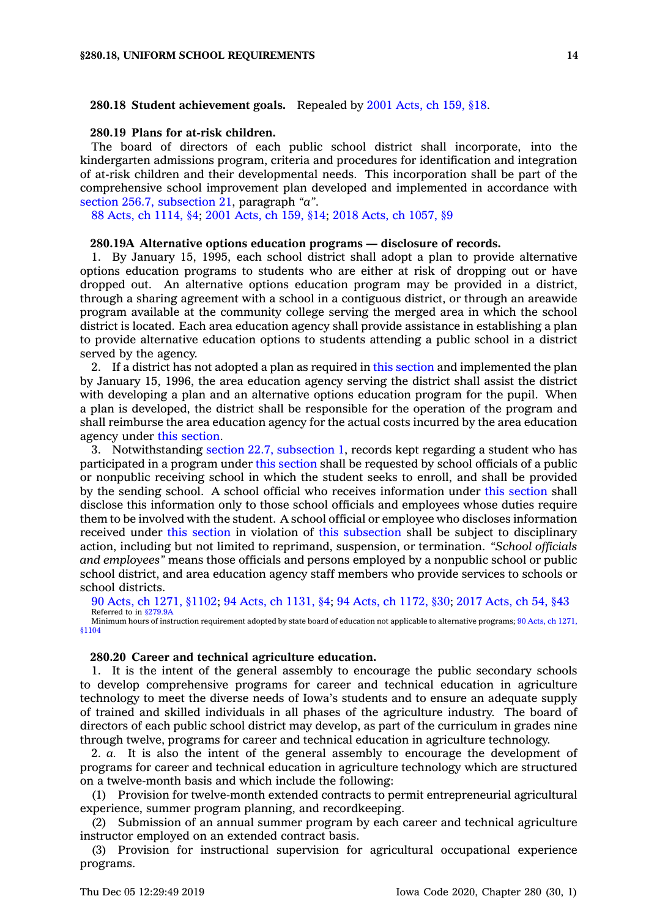**280.18 Student achievement goals.** Repealed by 2001 Acts, ch 159, §18.

**280.19 Plans for at-risk children.**

The board of directors of each public school district shall incorporate, into the kindergarten admissions program, criteria and procedures for identification and integration of at-risk children and their developmental needs. This incorporation shall be part of the comprehensive school improvement plan developed and implemented in accordance with section 256.7, subsection 21, paragraph *"a"*.

88 Acts, ch 1114, §4; 2001 Acts, ch 159, §14; 2018 Acts, ch 1057, §9

**280.19A Alternative options education programs — disclosure of records.**

1. By January 15, 1995, each school district shall adopt a plan to provide alternative options education programs to students who are either at risk of dropping out or have dropped out. An alternative options education program may be provided in a district, through a sharing agreement with a school in a contiguous district, or through an areawide program available at the community college serving the merged area in which the school district is located. Each area education agency shall provide assistance in establishing a plan to provide alternative education options to students attending a public school in a district served by the agency.

2. If a district has not adopted a plan as required in this section and implemented the plan by January 15, 1996, the area education agency serving the district shall assist the district with developing a plan and an alternative options education program for the pupil. When a plan is developed, the district shall be responsible for the operation of the program and shall reimburse the area education agency for the actual costs incurred by the area education agency under this section.

3. Notwithstanding section 22.7, subsection 1, records kept regarding a student who has participated in a program under this section shall be requested by school officials of a public or nonpublic receiving school in which the student seeks to enroll, and shall be provided by the sending school. A school official who receives information under this section shall disclose this information only to those school officials and employees whose duties require them to be involved with the student. A school official or employee who discloses information received under this section in violation of this subsection shall be subject to disciplinary action, including but not limited to reprimand, suspension, or termination. *"School officials and employees"* means those officials and persons employed by a nonpublic school or public school district, and area education agency staff members who provide services to schools or school districts.

90 Acts, ch 1271, §1102; 94 Acts, ch 1131, §4; 94 Acts, ch 1172, §30; 2017 Acts, ch 54, §43
Referred to in §279.9A
Minimum hours of instruction requirement adopted by state board of education not applicable to alternative programs; 90 Acts, ch 1271, §1104

**280.20 Career and technical agriculture education.**

1. It is the intent of the general assembly to encourage the public secondary schools to develop comprehensive programs for career and technical education in agriculture technology to meet the diverse needs of Iowa's students and to ensure an adequate supply of trained and skilled individuals in all phases of the agriculture industry. The board of directors of each public school district may develop, as part of the curriculum in grades nine through twelve, programs for career and technical education in agriculture technology.

2. *a.* It is also the intent of the general assembly to encourage the development of programs for career and technical education in agriculture technology which are structured on a twelve-month basis and which include the following:

(1) Provision for twelve-month extended contracts to permit entrepreneurial agricultural experience, summer program planning, and recordkeeping.

(2) Submission of an annual summer program by each career and technical agriculture instructor employed on an extended contract basis.

(3) Provision for instructional supervision for agricultural occupational experience programs.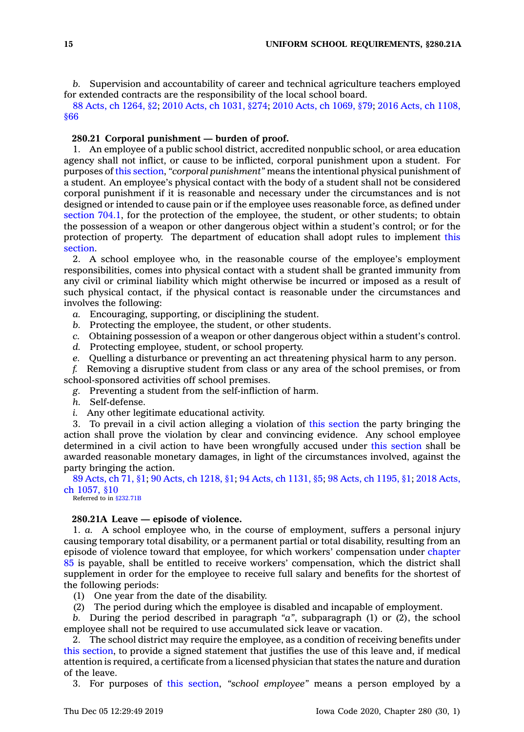*b.* Supervision and accountability of career and technical agriculture teachers employed for extended contracts are the responsibility of the local school board.

88 Acts, ch 1264, §2; 2010 Acts, ch 1031, §274; 2010 Acts, ch 1069, §79; 2016 Acts, ch 1108, §66

**280.21 Corporal punishment — burden of proof.**

1. An employee of a public school district, accredited nonpublic school, or area education agency shall not inflict, or cause to be inflicted, corporal punishment upon a student. For purposes of this section, *"corporal punishment"* means the intentional physical punishment of a student. An employee's physical contact with the body of a student shall not be considered corporal punishment if it is reasonable and necessary under the circumstances and is not designed or intended to cause pain or if the employee uses reasonable force, as defined under section 704.1, for the protection of the employee, the student, or other students; to obtain the possession of a weapon or other dangerous object within a student's control; or for the protection of property. The department of education shall adopt rules to implement this section.

2. A school employee who, in the reasonable course of the employee's employment responsibilities, comes into physical contact with a student shall be granted immunity from any civil or criminal liability which might otherwise be incurred or imposed as a result of such physical contact, if the physical contact is reasonable under the circumstances and involves the following:

*a.* Encouraging, supporting, or disciplining the student.

*b.* Protecting the employee, the student, or other students.

*c.* Obtaining possession of a weapon or other dangerous object within a student's control.

*d.* Protecting employee, student, or school property.

*e.* Quelling a disturbance or preventing an act threatening physical harm to any person.

*f.* Removing a disruptive student from class or any area of the school premises, or from school-sponsored activities off school premises.

*g.* Preventing a student from the self-infliction of harm.

*h.* Self-defense.

*i.* Any other legitimate educational activity.

3. To prevail in a civil action alleging a violation of this section the party bringing the action shall prove the violation by clear and convincing evidence. Any school employee determined in a civil action to have been wrongfully accused under this section shall be awarded reasonable monetary damages, in light of the circumstances involved, against the party bringing the action.

89 Acts, ch 71, §1; 90 Acts, ch 1218, §1; 94 Acts, ch 1131, §5; 98 Acts, ch 1195, §1; 2018 Acts, ch 1057, §10

Referred to in §232.71B

**280.21A Leave — episode of violence.**

1. *a.* A school employee who, in the course of employment, suffers a personal injury causing temporary total disability, or a permanent partial or total disability, resulting from an episode of violence toward that employee, for which workers' compensation under chapter 85 is payable, shall be entitled to receive workers' compensation, which the district shall supplement in order for the employee to receive full salary and benefits for the shortest of the following periods:

(1) One year from the date of the disability.

(2) The period during which the employee is disabled and incapable of employment.

*b.* During the period described in paragraph *"a"*, subparagraph (1) or (2), the school employee shall not be required to use accumulated sick leave or vacation.

2. The school district may require the employee, as a condition of receiving benefits under this section, to provide a signed statement that justifies the use of this leave and, if medical attention is required, a certificate from a licensed physician that states the nature and duration of the leave.

3. For purposes of this section, *"school employee"* means a person employed by a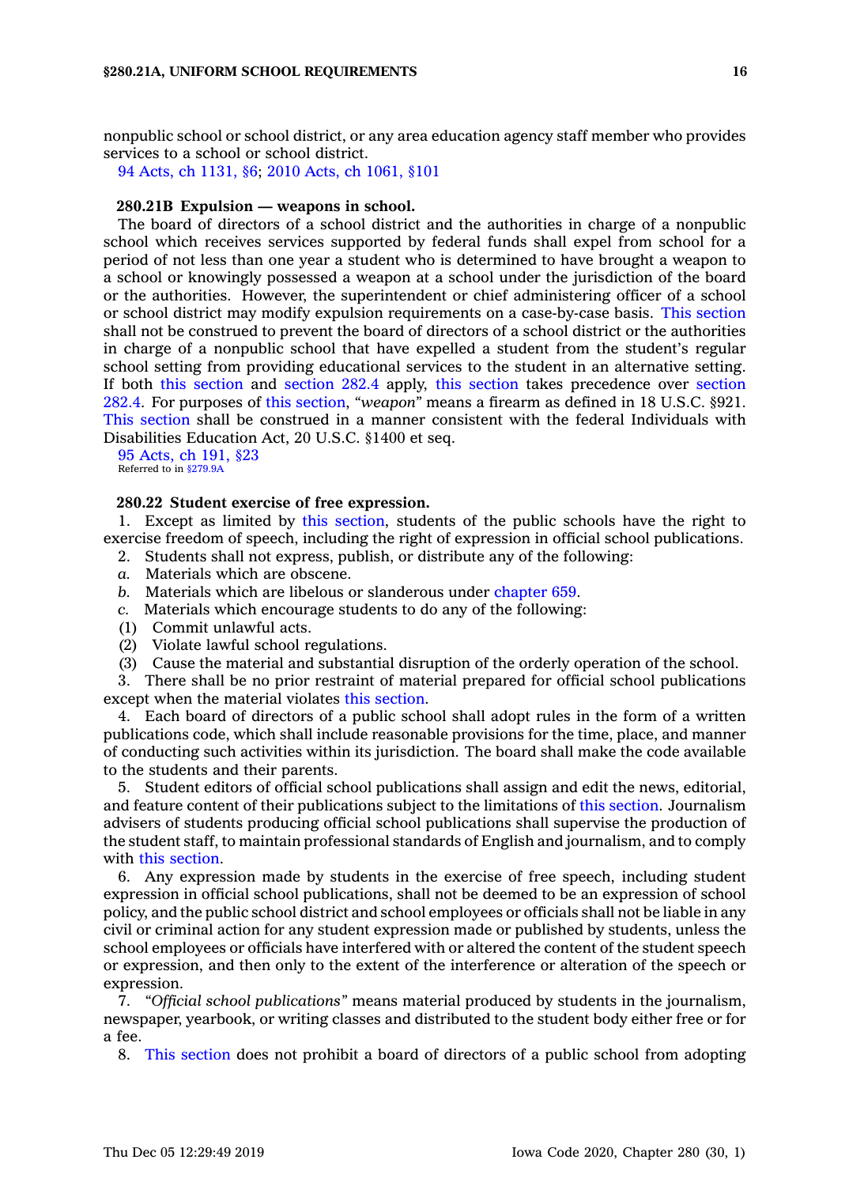nonpublic school or school district, or any area education agency staff member who provides services to a school or school district.

94 Acts, ch 1131, §6; 2010 Acts, ch 1061, §101

**280.21B Expulsion — weapons in school.**

The board of directors of a school district and the authorities in charge of a nonpublic school which receives services supported by federal funds shall expel from school for a period of not less than one year a student who is determined to have brought a weapon to a school or knowingly possessed a weapon at a school under the jurisdiction of the board or the authorities. However, the superintendent or chief administering officer of a school or school district may modify expulsion requirements on a case-by-case basis. This section shall not be construed to prevent the board of directors of a school district or the authorities in charge of a nonpublic school that have expelled a student from the student's regular school setting from providing educational services to the student in an alternative setting. If both this section and section 282.4 apply, this section takes precedence over section 282.4. For purposes of this section, *"weapon"* means a firearm as defined in 18 U.S.C. §921. This section shall be construed in a manner consistent with the federal Individuals with Disabilities Education Act, 20 U.S.C. §1400 et seq.

95 Acts, ch 191, §23

Referred to in §279.9A

**280.22 Student exercise of free expression.**

1. Except as limited by this section, students of the public schools have the right to exercise freedom of speech, including the right of expression in official school publications.

2. Students shall not express, publish, or distribute any of the following:

*a.* Materials which are obscene.

*b.* Materials which are libelous or slanderous under chapter 659.

*c.* Materials which encourage students to do any of the following:

(1) Commit unlawful acts.

(2) Violate lawful school regulations.

(3) Cause the material and substantial disruption of the orderly operation of the school.

3. There shall be no prior restraint of material prepared for official school publications except when the material violates this section.

4. Each board of directors of a public school shall adopt rules in the form of a written publications code, which shall include reasonable provisions for the time, place, and manner of conducting such activities within its jurisdiction. The board shall make the code available to the students and their parents.

5. Student editors of official school publications shall assign and edit the news, editorial, and feature content of their publications subject to the limitations of this section. Journalism advisers of students producing official school publications shall supervise the production of the student staff, to maintain professional standards of English and journalism, and to comply with this section.

6. Any expression made by students in the exercise of free speech, including student expression in official school publications, shall not be deemed to be an expression of school policy, and the public school district and school employees or officials shall not be liable in any civil or criminal action for any student expression made or published by students, unless the school employees or officials have interfered with or altered the content of the student speech or expression, and then only to the extent of the interference or alteration of the speech or expression.

7. *"Official school publications"* means material produced by students in the journalism, newspaper, yearbook, or writing classes and distributed to the student body either free or for a fee.

8. This section does not prohibit a board of directors of a public school from adopting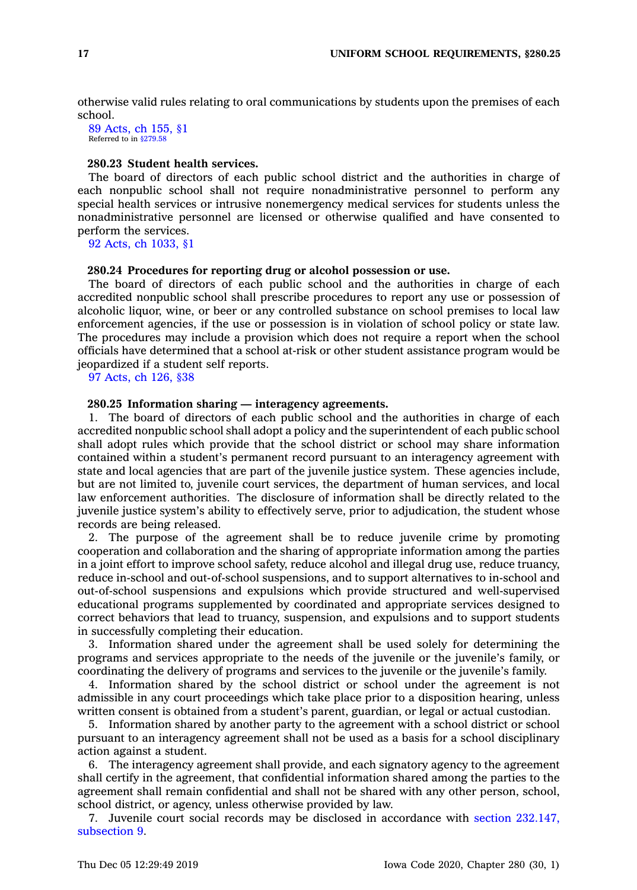otherwise valid rules relating to oral communications by students upon the premises of each school.

89 Acts, ch 155, §1
Referred to in §279.58

### 280.23 Student health services.

The board of directors of each public school district and the authorities in charge of each nonpublic school shall not require nonadministrative personnel to perform any special health services or intrusive nonemergency medical services for students unless the nonadministrative personnel are licensed or otherwise qualified and have consented to perform the services.

92 Acts, ch 1033, §1

### 280.24 Procedures for reporting drug or alcohol possession or use.

The board of directors of each public school and the authorities in charge of each accredited nonpublic school shall prescribe procedures to report any use or possession of alcoholic liquor, wine, or beer or any controlled substance on school premises to local law enforcement agencies, if the use or possession is in violation of school policy or state law. The procedures may include a provision which does not require a report when the school officials have determined that a school at-risk or other student assistance program would be jeopardized if a student self reports.

97 Acts, ch 126, §38

### 280.25 Information sharing — interagency agreements.

1. The board of directors of each public school and the authorities in charge of each accredited nonpublic school shall adopt a policy and the superintendent of each public school shall adopt rules which provide that the school district or school may share information contained within a student's permanent record pursuant to an interagency agreement with state and local agencies that are part of the juvenile justice system. These agencies include, but are not limited to, juvenile court services, the department of human services, and local law enforcement authorities. The disclosure of information shall be directly related to the juvenile justice system's ability to effectively serve, prior to adjudication, the student whose records are being released.

2. The purpose of the agreement shall be to reduce juvenile crime by promoting cooperation and collaboration and the sharing of appropriate information among the parties in a joint effort to improve school safety, reduce alcohol and illegal drug use, reduce truancy, reduce in-school and out-of-school suspensions, and to support alternatives to in-school and out-of-school suspensions and expulsions which provide structured and well-supervised educational programs supplemented by coordinated and appropriate services designed to correct behaviors that lead to truancy, suspension, and expulsions and to support students in successfully completing their education.

3. Information shared under the agreement shall be used solely for determining the programs and services appropriate to the needs of the juvenile or the juvenile's family, or coordinating the delivery of programs and services to the juvenile or the juvenile's family.

4. Information shared by the school district or school under the agreement is not admissible in any court proceedings which take place prior to a disposition hearing, unless written consent is obtained from a student's parent, guardian, or legal or actual custodian.

5. Information shared by another party to the agreement with a school district or school pursuant to an interagency agreement shall not be used as a basis for a school disciplinary action against a student.

6. The interagency agreement shall provide, and each signatory agency to the agreement shall certify in the agreement, that confidential information shared among the parties to the agreement shall remain confidential and shall not be shared with any other person, school, school district, or agency, unless otherwise provided by law.

7. Juvenile court social records may be disclosed in accordance with section 232.147, subsection 9.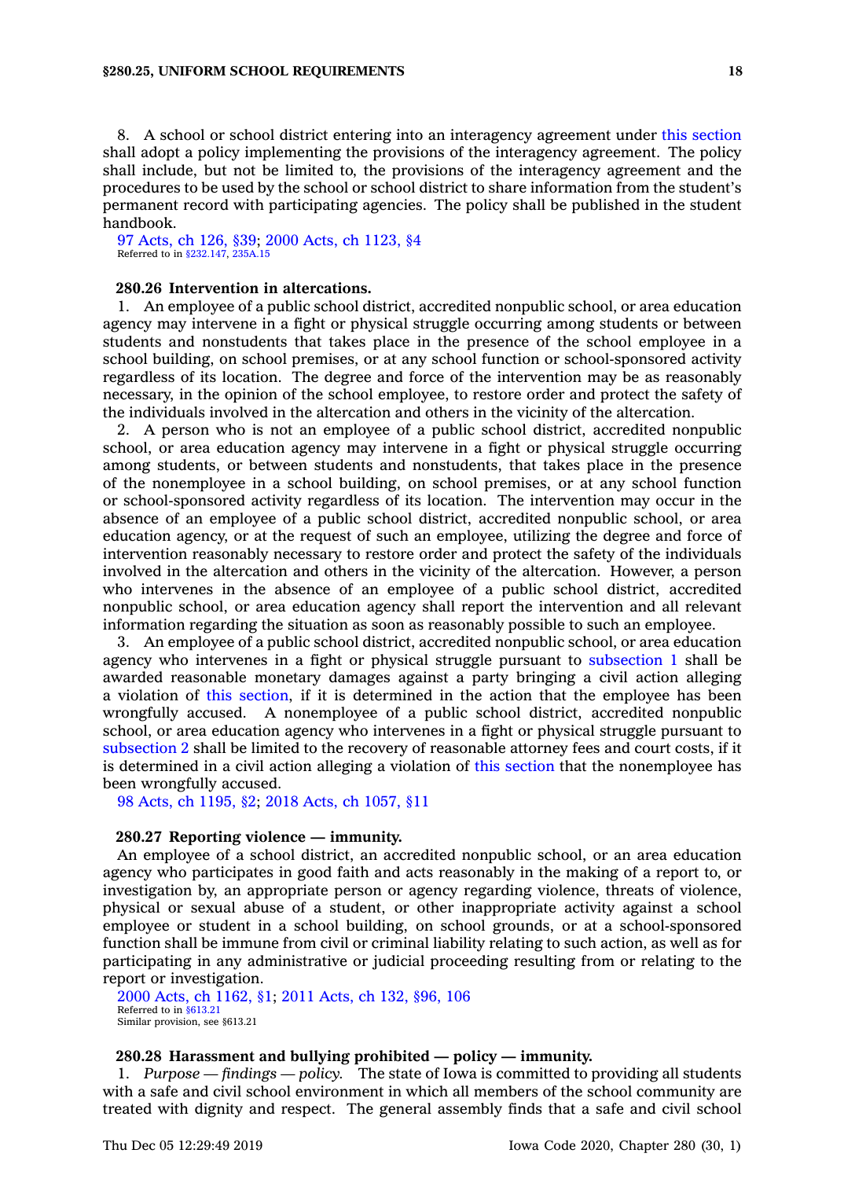8. A school or school district entering into an interagency agreement under this section shall adopt a policy implementing the provisions of the interagency agreement. The policy shall include, but not be limited to, the provisions of the interagency agreement and the procedures to be used by the school or school district to share information from the student's permanent record with participating agencies. The policy shall be published in the student handbook.

97 Acts, ch 126, §39; 2000 Acts, ch 1123, §4
Referred to in §232.147, 235A.15

### 280.26 Intervention in altercations.

1. An employee of a public school district, accredited nonpublic school, or area education agency may intervene in a fight or physical struggle occurring among students or between students and nonstudents that takes place in the presence of the school employee in a school building, on school premises, or at any school function or school-sponsored activity regardless of its location. The degree and force of the intervention may be as reasonably necessary, in the opinion of the school employee, to restore order and protect the safety of the individuals involved in the altercation and others in the vicinity of the altercation.

2. A person who is not an employee of a public school district, accredited nonpublic school, or area education agency may intervene in a fight or physical struggle occurring among students, or between students and nonstudents, that takes place in the presence of the nonemployee in a school building, on school premises, or at any school function or school-sponsored activity regardless of its location. The intervention may occur in the absence of an employee of a public school district, accredited nonpublic school, or area education agency, or at the request of such an employee, utilizing the degree and force of intervention reasonably necessary to restore order and protect the safety of the individuals involved in the altercation and others in the vicinity of the altercation. However, a person who intervenes in the absence of an employee of a public school district, accredited nonpublic school, or area education agency shall report the intervention and all relevant information regarding the situation as soon as reasonably possible to such an employee.

3. An employee of a public school district, accredited nonpublic school, or area education agency who intervenes in a fight or physical struggle pursuant to subsection 1 shall be awarded reasonable monetary damages against a party bringing a civil action alleging a violation of this section, if it is determined in the action that the employee has been wrongfully accused. A nonemployee of a public school district, accredited nonpublic school, or area education agency who intervenes in a fight or physical struggle pursuant to subsection 2 shall be limited to the recovery of reasonable attorney fees and court costs, if it is determined in a civil action alleging a violation of this section that the nonemployee has been wrongfully accused.

98 Acts, ch 1195, §2; 2018 Acts, ch 1057, §11

### 280.27 Reporting violence — immunity.

An employee of a school district, an accredited nonpublic school, or an area education agency who participates in good faith and acts reasonably in the making of a report to, or investigation by, an appropriate person or agency regarding violence, threats of violence, physical or sexual abuse of a student, or other inappropriate activity against a school employee or student in a school building, on school grounds, or at a school-sponsored function shall be immune from civil or criminal liability relating to such action, as well as for participating in any administrative or judicial proceeding resulting from or relating to the report or investigation.

2000 Acts, ch 1162, §1; 2011 Acts, ch 132, §96, 106
Referred to in §613.21
Similar provision, see §613.21

### 280.28 Harassment and bullying prohibited — policy — immunity.

1. *Purpose — findings — policy.* The state of Iowa is committed to providing all students with a safe and civil school environment in which all members of the school community are treated with dignity and respect. The general assembly finds that a safe and civil school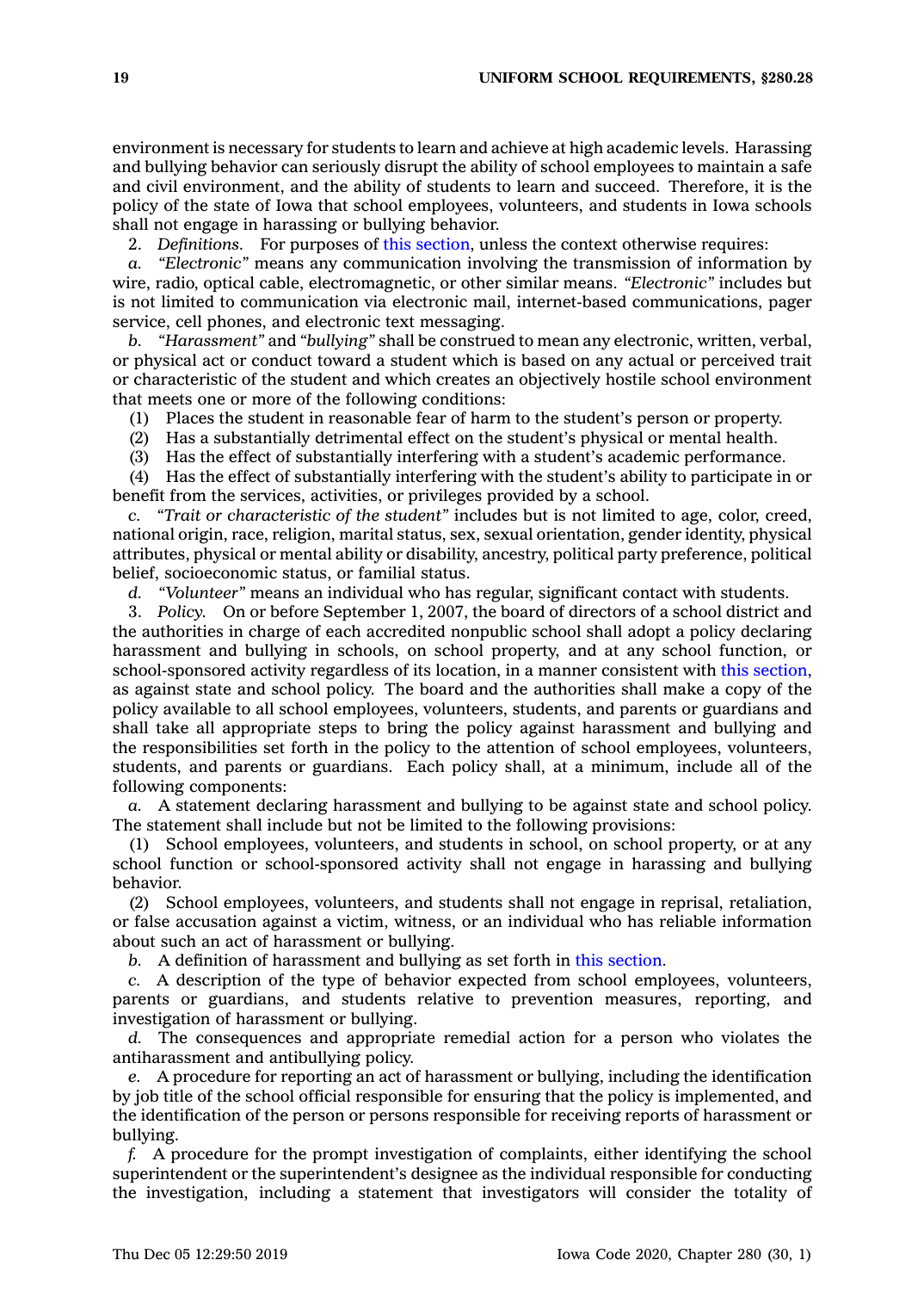environment is necessary for students to learn and achieve at high academic levels. Harassing and bullying behavior can seriously disrupt the ability of school employees to maintain a safe and civil environment, and the ability of students to learn and succeed. Therefore, it is the policy of the state of Iowa that school employees, volunteers, and students in Iowa schools shall not engage in harassing or bullying behavior.

2. *Definitions.* For purposes of this section, unless the context otherwise requires:

*a. "Electronic"* means any communication involving the transmission of information by wire, radio, optical cable, electromagnetic, or other similar means. *"Electronic"* includes but is not limited to communication via electronic mail, internet-based communications, pager service, cell phones, and electronic text messaging.

*b. "Harassment"* and *"bullying"* shall be construed to mean any electronic, written, verbal, or physical act or conduct toward a student which is based on any actual or perceived trait or characteristic of the student and which creates an objectively hostile school environment that meets one or more of the following conditions:

(1) Places the student in reasonable fear of harm to the student's person or property.

(2) Has a substantially detrimental effect on the student's physical or mental health.

(3) Has the effect of substantially interfering with a student's academic performance.

(4) Has the effect of substantially interfering with the student's ability to participate in or benefit from the services, activities, or privileges provided by a school.

*c. "Trait or characteristic of the student"* includes but is not limited to age, color, creed, national origin, race, religion, marital status, sex, sexual orientation, gender identity, physical attributes, physical or mental ability or disability, ancestry, political party preference, political belief, socioeconomic status, or familial status.

*d. "Volunteer"* means an individual who has regular, significant contact with students.

3. *Policy.* On or before September 1, 2007, the board of directors of a school district and the authorities in charge of each accredited nonpublic school shall adopt a policy declaring harassment and bullying in schools, on school property, and at any school function, or school-sponsored activity regardless of its location, in a manner consistent with this section, as against state and school policy. The board and the authorities shall make a copy of the policy available to all school employees, volunteers, students, and parents or guardians and shall take all appropriate steps to bring the policy against harassment and bullying and the responsibilities set forth in the policy to the attention of school employees, volunteers, students, and parents or guardians. Each policy shall, at a minimum, include all of the following components:

*a.* A statement declaring harassment and bullying to be against state and school policy. The statement shall include but not be limited to the following provisions:

(1) School employees, volunteers, and students in school, on school property, or at any school function or school-sponsored activity shall not engage in harassing and bullying behavior.

(2) School employees, volunteers, and students shall not engage in reprisal, retaliation, or false accusation against a victim, witness, or an individual who has reliable information about such an act of harassment or bullying.

*b.* A definition of harassment and bullying as set forth in this section.

*c.* A description of the type of behavior expected from school employees, volunteers, parents or guardians, and students relative to prevention measures, reporting, and investigation of harassment or bullying.

*d.* The consequences and appropriate remedial action for a person who violates the antiharassment and antibullying policy.

*e.* A procedure for reporting an act of harassment or bullying, including the identification by job title of the school official responsible for ensuring that the policy is implemented, and the identification of the person or persons responsible for receiving reports of harassment or bullying.

*f.* A procedure for the prompt investigation of complaints, either identifying the school superintendent or the superintendent's designee as the individual responsible for conducting the investigation, including a statement that investigators will consider the totality of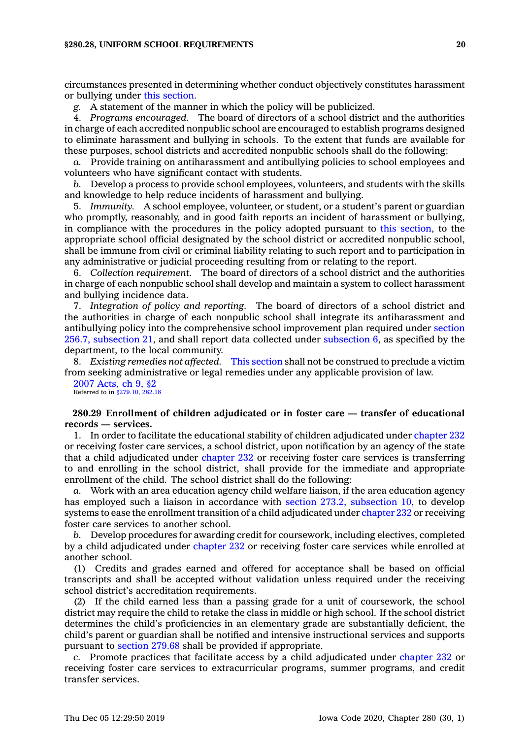circumstances presented in determining whether conduct objectively constitutes harassment or bullying under this section.

*g.* A statement of the manner in which the policy will be publicized.

4. *Programs encouraged.* The board of directors of a school district and the authorities in charge of each accredited nonpublic school are encouraged to establish programs designed to eliminate harassment and bullying in schools. To the extent that funds are available for these purposes, school districts and accredited nonpublic schools shall do the following:

*a.* Provide training on antiharassment and antibullying policies to school employees and volunteers who have significant contact with students.

*b.* Develop a process to provide school employees, volunteers, and students with the skills and knowledge to help reduce incidents of harassment and bullying.

5. *Immunity.* A school employee, volunteer, or student, or a student's parent or guardian who promptly, reasonably, and in good faith reports an incident of harassment or bullying, in compliance with the procedures in the policy adopted pursuant to this section, to the appropriate school official designated by the school district or accredited nonpublic school, shall be immune from civil or criminal liability relating to such report and to participation in any administrative or judicial proceeding resulting from or relating to the report.

6. *Collection requirement.* The board of directors of a school district and the authorities in charge of each nonpublic school shall develop and maintain a system to collect harassment and bullying incidence data.

7. *Integration of policy and reporting.* The board of directors of a school district and the authorities in charge of each nonpublic school shall integrate its antiharassment and antibullying policy into the comprehensive school improvement plan required under section 256.7, subsection 21, and shall report data collected under subsection 6, as specified by the department, to the local community.

8. *Existing remedies not affected.* This section shall not be construed to preclude a victim from seeking administrative or legal remedies under any applicable provision of law.

2007 Acts, ch 9, §2
Referred to in §279.10, 282.18

**280.29 Enrollment of children adjudicated or in foster care — transfer of educational records — services.**

1. In order to facilitate the educational stability of children adjudicated under chapter 232 or receiving foster care services, a school district, upon notification by an agency of the state that a child adjudicated under chapter 232 or receiving foster care services is transferring to and enrolling in the school district, shall provide for the immediate and appropriate enrollment of the child. The school district shall do the following:

*a.* Work with an area education agency child welfare liaison, if the area education agency has employed such a liaison in accordance with section 273.2, subsection 10, to develop systems to ease the enrollment transition of a child adjudicated under chapter 232 or receiving foster care services to another school.

*b.* Develop procedures for awarding credit for coursework, including electives, completed by a child adjudicated under chapter 232 or receiving foster care services while enrolled at another school.

(1) Credits and grades earned and offered for acceptance shall be based on official transcripts and shall be accepted without validation unless required under the receiving school district's accreditation requirements.

(2) If the child earned less than a passing grade for a unit of coursework, the school district may require the child to retake the class in middle or high school. If the school district determines the child's proficiencies in an elementary grade are substantially deficient, the child's parent or guardian shall be notified and intensive instructional services and supports pursuant to section 279.68 shall be provided if appropriate.

*c.* Promote practices that facilitate access by a child adjudicated under chapter 232 or receiving foster care services to extracurricular programs, summer programs, and credit transfer services.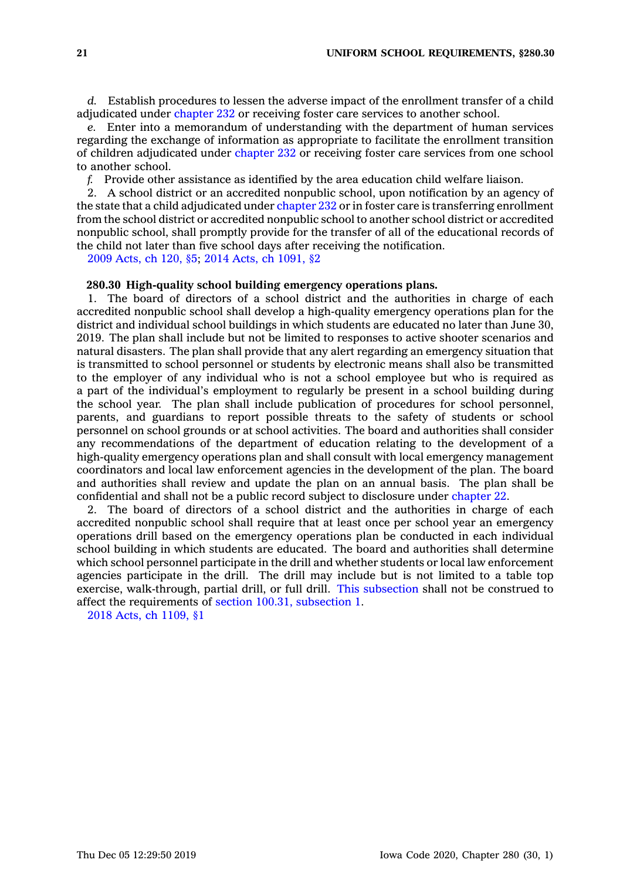*d.* Establish procedures to lessen the adverse impact of the enrollment transfer of a child adjudicated under chapter 232 or receiving foster care services to another school.

*e.* Enter into a memorandum of understanding with the department of human services regarding the exchange of information as appropriate to facilitate the enrollment transition of children adjudicated under chapter 232 or receiving foster care services from one school to another school.

*f.* Provide other assistance as identified by the area education child welfare liaison.

2. A school district or an accredited nonpublic school, upon notification by an agency of the state that a child adjudicated under chapter 232 or in foster care is transferring enrollment from the school district or accredited nonpublic school to another school district or accredited nonpublic school, shall promptly provide for the transfer of all of the educational records of the child not later than five school days after receiving the notification.

2009 Acts, ch 120, §5; 2014 Acts, ch 1091, §2

**280.30 High-quality school building emergency operations plans.**

1. The board of directors of a school district and the authorities in charge of each accredited nonpublic school shall develop a high-quality emergency operations plan for the district and individual school buildings in which students are educated no later than June 30, 2019. The plan shall include but not be limited to responses to active shooter scenarios and natural disasters. The plan shall provide that any alert regarding an emergency situation that is transmitted to school personnel or students by electronic means shall also be transmitted to the employer of any individual who is not a school employee but who is required as a part of the individual's employment to regularly be present in a school building during the school year. The plan shall include publication of procedures for school personnel, parents, and guardians to report possible threats to the safety of students or school personnel on school grounds or at school activities. The board and authorities shall consider any recommendations of the department of education relating to the development of a high-quality emergency operations plan and shall consult with local emergency management coordinators and local law enforcement agencies in the development of the plan. The board and authorities shall review and update the plan on an annual basis. The plan shall be confidential and shall not be a public record subject to disclosure under chapter 22.

2. The board of directors of a school district and the authorities in charge of each accredited nonpublic school shall require that at least once per school year an emergency operations drill based on the emergency operations plan be conducted in each individual school building in which students are educated. The board and authorities shall determine which school personnel participate in the drill and whether students or local law enforcement agencies participate in the drill. The drill may include but is not limited to a table top exercise, walk-through, partial drill, or full drill. This subsection shall not be construed to affect the requirements of section 100.31, subsection 1.

2018 Acts, ch 1109, §1